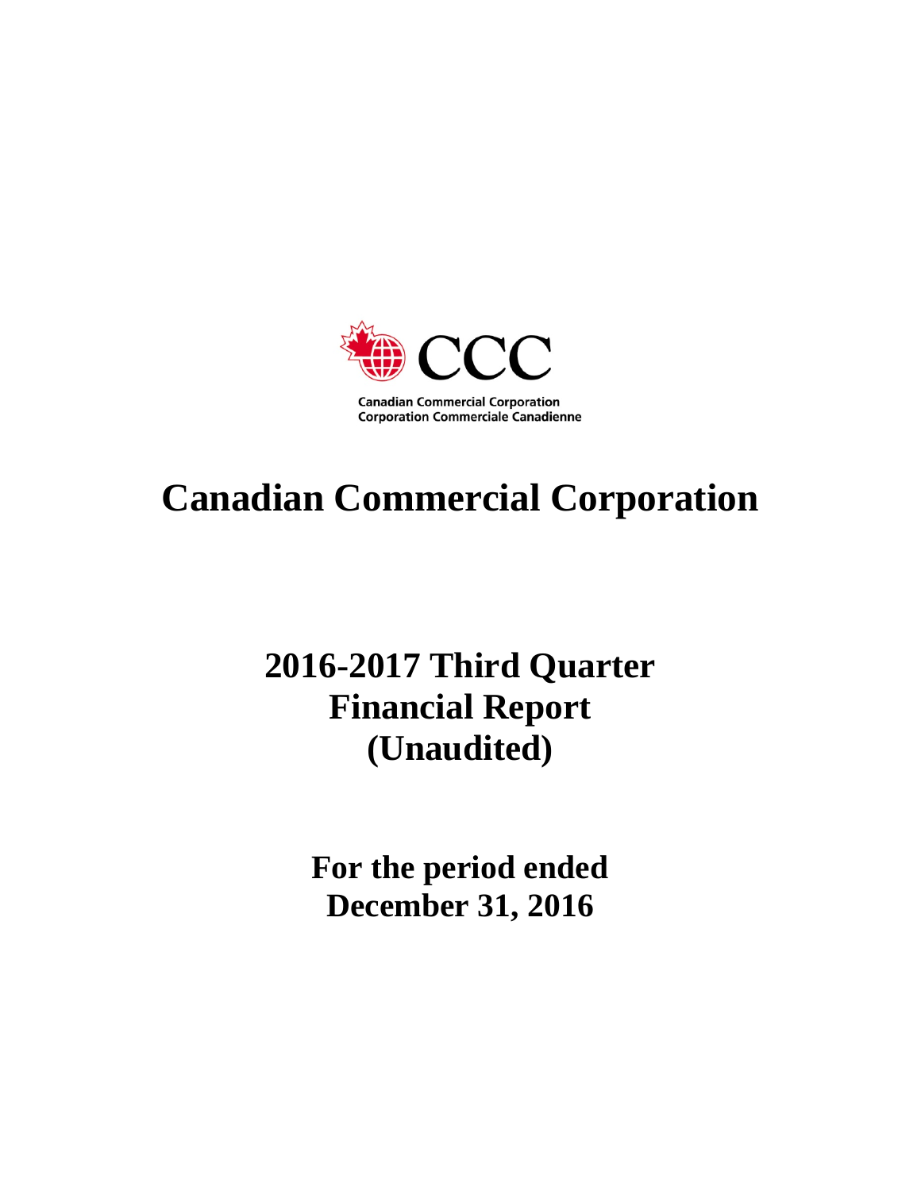CCC

Canadian Commercial Corporation
Corporation Commerciale Canadienne

# Canadian Commercial Corporation

## 2016-2017 Third Quarter Financial Report (Unaudited)

## For the period ended December 31, 2016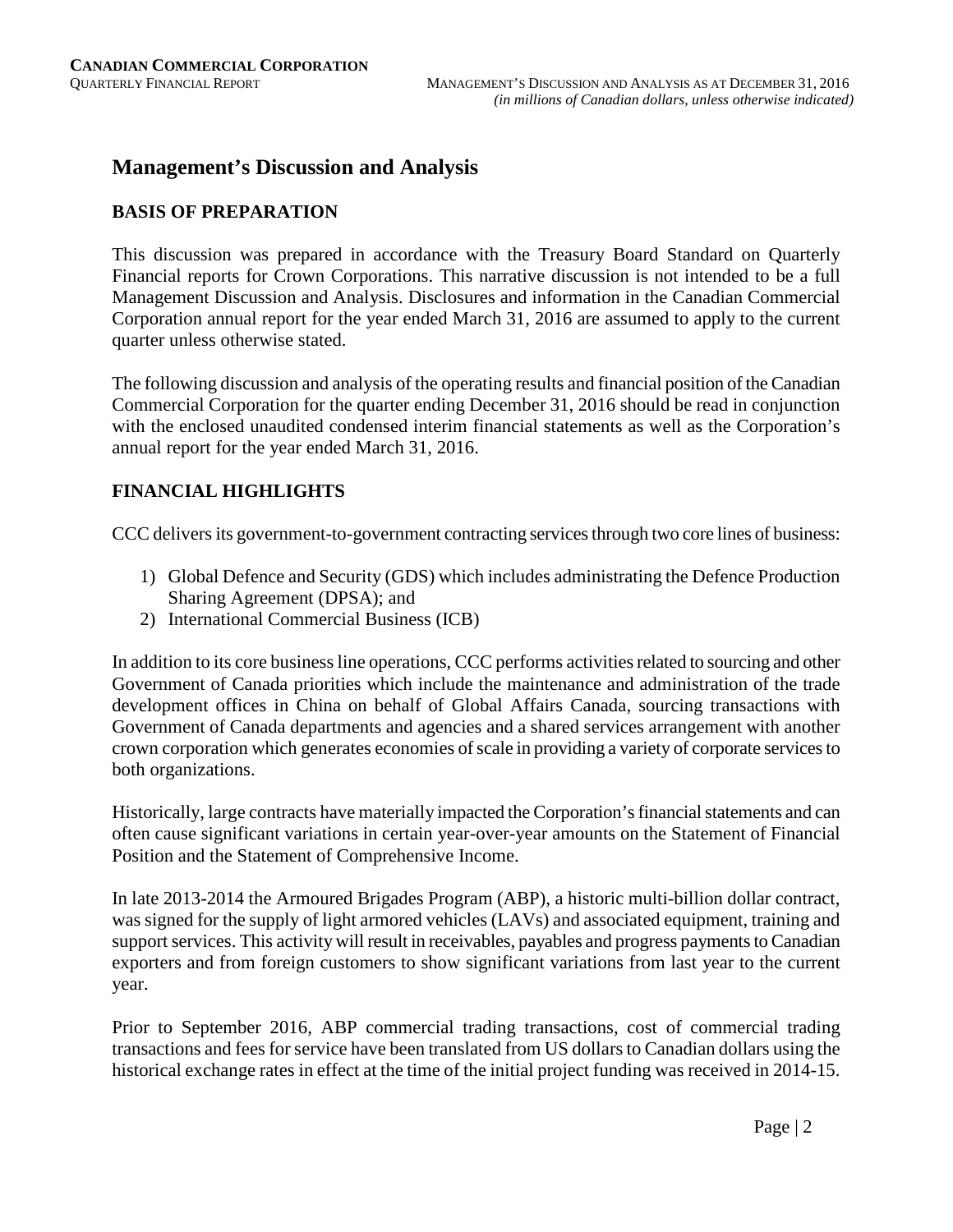# Management's Discussion and Analysis

## BASIS OF PREPARATION

This discussion was prepared in accordance with the Treasury Board Standard on Quarterly Financial reports for Crown Corporations. This narrative discussion is not intended to be a full Management Discussion and Analysis. Disclosures and information in the Canadian Commercial Corporation annual report for the year ended March 31, 2016 are assumed to apply to the current quarter unless otherwise stated.

The following discussion and analysis of the operating results and financial position of the Canadian Commercial Corporation for the quarter ending December 31, 2016 should be read in conjunction with the enclosed unaudited condensed interim financial statements as well as the Corporation's annual report for the year ended March 31, 2016.

## FINANCIAL HIGHLIGHTS

CCC delivers its government-to-government contracting services through two core lines of business:

1) Global Defence and Security (GDS) which includes administrating the Defence Production Sharing Agreement (DPSA); and
2) International Commercial Business (ICB)

In addition to its core business line operations, CCC performs activities related to sourcing and other Government of Canada priorities which include the maintenance and administration of the trade development offices in China on behalf of Global Affairs Canada, sourcing transactions with Government of Canada departments and agencies and a shared services arrangement with another crown corporation which generates economies of scale in providing a variety of corporate services to both organizations.

Historically, large contracts have materially impacted the Corporation's financial statements and can often cause significant variations in certain year-over-year amounts on the Statement of Financial Position and the Statement of Comprehensive Income.

In late 2013-2014 the Armoured Brigades Program (ABP), a historic multi-billion dollar contract, was signed for the supply of light armored vehicles (LAVs) and associated equipment, training and support services. This activity will result in receivables, payables and progress payments to Canadian exporters and from foreign customers to show significant variations from last year to the current year.

Prior to September 2016, ABP commercial trading transactions, cost of commercial trading transactions and fees for service have been translated from US dollars to Canadian dollars using the historical exchange rates in effect at the time of the initial project funding was received in 2014-15.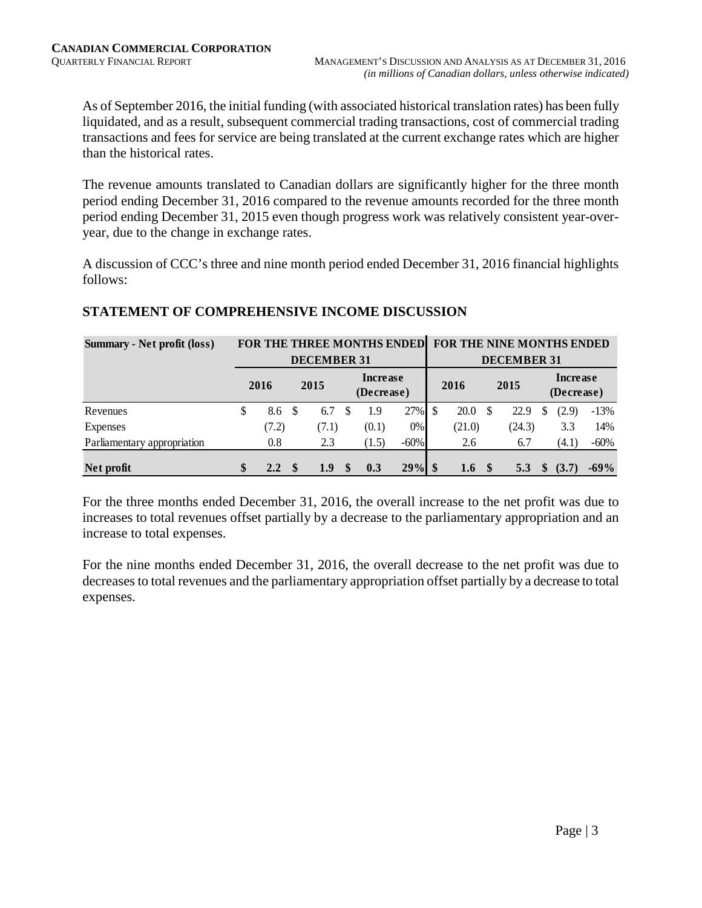As of September 2016, the initial funding (with associated historical translation rates) has been fully liquidated, and as a result, subsequent commercial trading transactions, cost of commercial trading transactions and fees for service are being translated at the current exchange rates which are higher than the historical rates.

The revenue amounts translated to Canadian dollars are significantly higher for the three month period ending December 31, 2016 compared to the revenue amounts recorded for the three month period ending December 31, 2015 even though progress work was relatively consistent year-over-year, due to the change in exchange rates.

A discussion of CCC's three and nine month period ended December 31, 2016 financial highlights follows:

## STATEMENT OF COMPREHENSIVE INCOME DISCUSSION

| Summary - Net profit (loss) | FOR THE THREE MONTHS ENDED DECEMBER 31 | | | | FOR THE NINE MONTHS ENDED DECEMBER 31 | | | |
|---|---|---|---|---|---|---|---|---|
| | 2016 | 2015 | Increase (Decrease) | | 2016 | 2015 | Increase (Decrease) | |
| Revenues | $ 8.6 | $ 6.7 | $ 1.9 | 27% | $ 20.0 | $ 22.9 | $ (2.9) | -13% |
| Expenses | (7.2) | (7.1) | (0.1) | 0% | (21.0) | (24.3) | 3.3 | 14% |
| Parliamentary appropriation | 0.8 | 2.3 | (1.5) | -60% | 2.6 | 6.7 | (4.1) | -60% |
| **Net profit** | **$ 2.2** | **$ 1.9** | **$ 0.3** | **29%** | **$ 1.6** | **$ 5.3** | **$ (3.7)** | **-69%** |

For the three months ended December 31, 2016, the overall increase to the net profit was due to increases to total revenues offset partially by a decrease to the parliamentary appropriation and an increase to total expenses.

For the nine months ended December 31, 2016, the overall decrease to the net profit was due to decreases to total revenues and the parliamentary appropriation offset partially by a decrease to total expenses.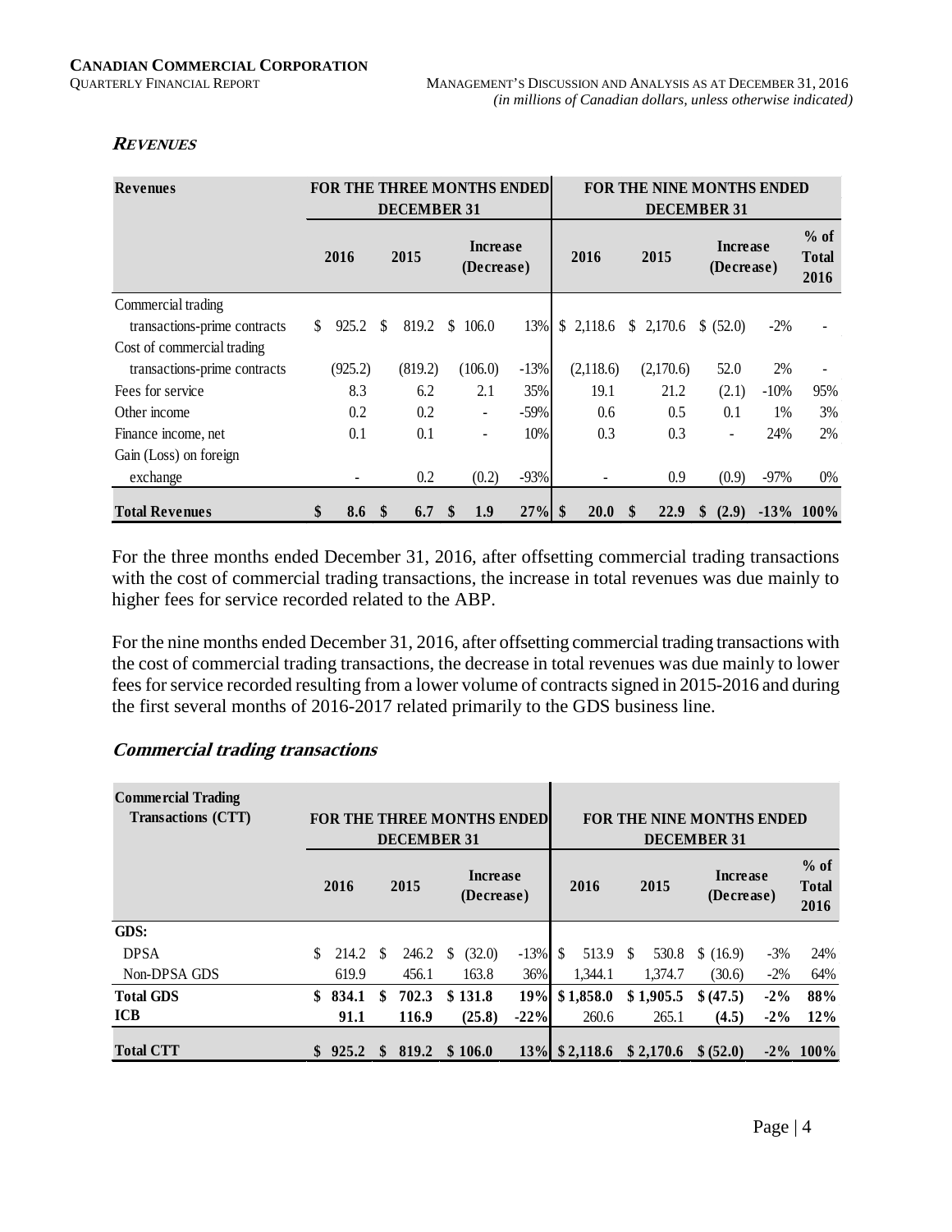### *REVENUES*

| Revenues | FOR THE THREE MONTHS ENDED DECEMBER 31 | | | | FOR THE NINE MONTHS ENDED DECEMBER 31 | | | | |
|---|---|---|---|---|---|---|---|---|---|
| | 2016 | 2015 | Increase (Decrease) | | 2016 | 2015 | Increase (Decrease) | | % of Total 2016 |
| Commercial trading transactions-prime contracts | $ 925.2 | $ 819.2 | $ 106.0 | 13% | $ 2,118.6 | $ 2,170.6 | $ (52.0) | -2% | - |
| Cost of commercial trading transactions-prime contracts | (925.2) | (819.2) | (106.0) | -13% | (2,118.6) | (2,170.6) | 52.0 | 2% | - |
| Fees for service | 8.3 | 6.2 | 2.1 | 35% | 19.1 | 21.2 | (2.1) | -10% | 95% |
| Other income | 0.2 | 0.2 | - | -59% | 0.6 | 0.5 | 0.1 | 1% | 3% |
| Finance income, net | 0.1 | 0.1 | - | 10% | 0.3 | 0.3 | - | 24% | 2% |
| Gain (Loss) on foreign exchange | - | 0.2 | (0.2) | -93% | - | 0.9 | (0.9) | -97% | 0% |
| **Total Revenues** | **$ 8.6** | **$ 6.7** | **$ 1.9** | **27%** | **$ 20.0** | **$ 22.9** | **$ (2.9)** | **-13%** | **100%** |

For the three months ended December 31, 2016, after offsetting commercial trading transactions with the cost of commercial trading transactions, the increase in total revenues was due mainly to higher fees for service recorded related to the ABP.

For the nine months ended December 31, 2016, after offsetting commercial trading transactions with the cost of commercial trading transactions, the decrease in total revenues was due mainly to lower fees for service recorded resulting from a lower volume of contracts signed in 2015-2016 and during the first several months of 2016-2017 related primarily to the GDS business line.

### *Commercial trading transactions*

| Commercial Trading Transactions (CTT) | FOR THE THREE MONTHS ENDED DECEMBER 31 | | | | FOR THE NINE MONTHS ENDED DECEMBER 31 | | | | |
|---|---|---|---|---|---|---|---|---|---|
| | 2016 | 2015 | Increase (Decrease) | | 2016 | 2015 | Increase (Decrease) | | % of Total 2016 |
| **GDS:** | | | | | | | | | |
| DPSA | $ 214.2 | $ 246.2 | $ (32.0) | -13% | $ 513.9 | $ 530.8 | $ (16.9) | -3% | 24% |
| Non-DPSA GDS | 619.9 | 456.1 | 163.8 | 36% | 1,344.1 | 1,374.7 | (30.6) | -2% | 64% |
| **Total GDS** | **$ 834.1** | **$ 702.3** | **$ 131.8** | **19%** | **$ 1,858.0** | **$ 1,905.5** | **$ (47.5)** | **-2%** | **88%** |
| **ICB** | **91.1** | **116.9** | **(25.8)** | **-22%** | 260.6 | 265.1 | **(4.5)** | **-2%** | **12%** |
| **Total CTT** | **$ 925.2** | **$ 819.2** | **$ 106.0** | **13%** | **$ 2,118.6** | **$ 2,170.6** | **$ (52.0)** | **-2%** | **100%** |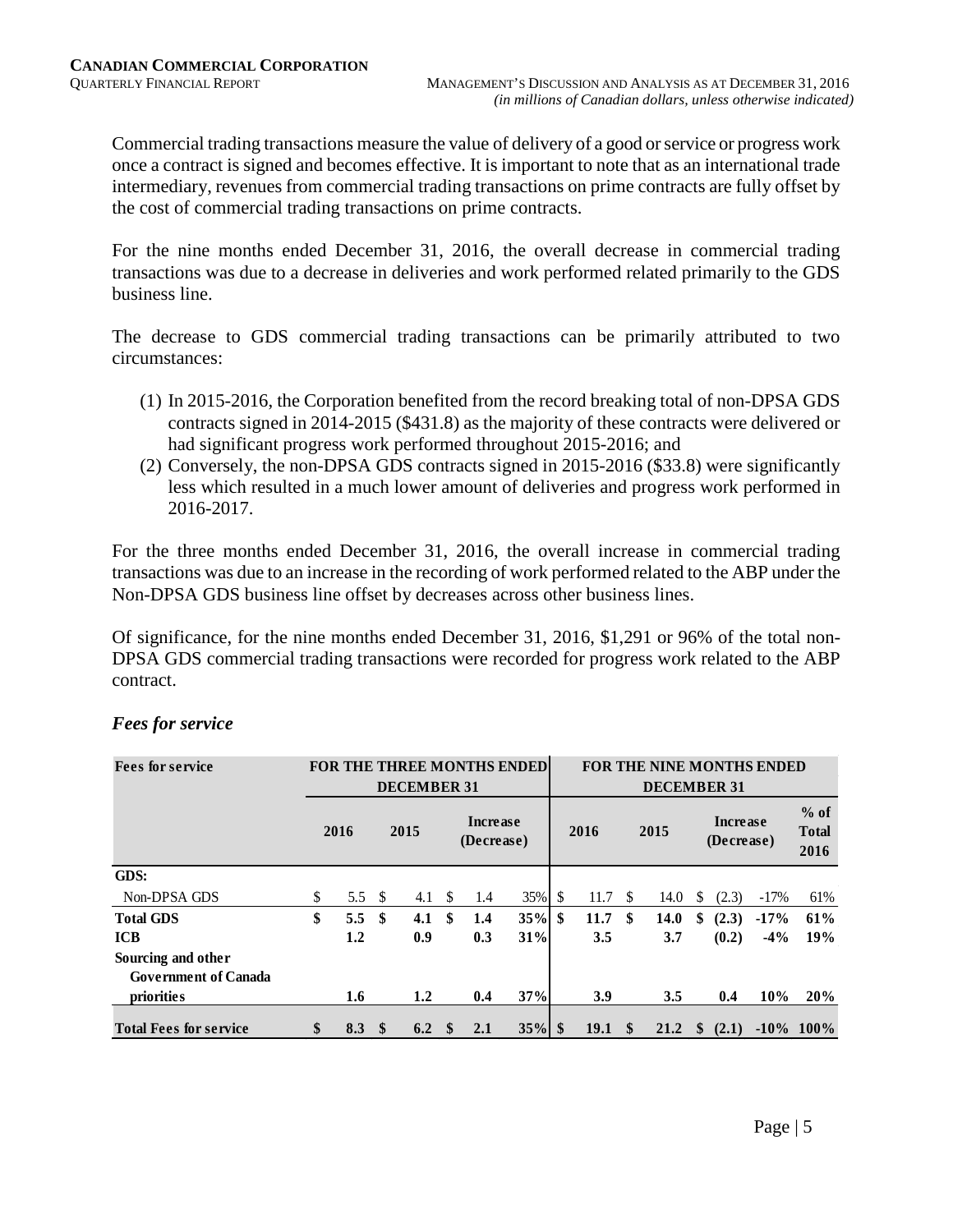Commercial trading transactions measure the value of delivery of a good or service or progress work once a contract is signed and becomes effective. It is important to note that as an international trade intermediary, revenues from commercial trading transactions on prime contracts are fully offset by the cost of commercial trading transactions on prime contracts.

For the nine months ended December 31, 2016, the overall decrease in commercial trading transactions was due to a decrease in deliveries and work performed related primarily to the GDS business line.

The decrease to GDS commercial trading transactions can be primarily attributed to two circumstances:

(1) In 2015-2016, the Corporation benefited from the record breaking total of non-DPSA GDS contracts signed in 2014-2015 ($431.8) as the majority of these contracts were delivered or had significant progress work performed throughout 2015-2016; and
(2) Conversely, the non-DPSA GDS contracts signed in 2015-2016 ($33.8) were significantly less which resulted in a much lower amount of deliveries and progress work performed in 2016-2017.

For the three months ended December 31, 2016, the overall increase in commercial trading transactions was due to an increase in the recording of work performed related to the ABP under the Non-DPSA GDS business line offset by decreases across other business lines.

Of significance, for the nine months ended December 31, 2016, $1,291 or 96% of the total non-DPSA GDS commercial trading transactions were recorded for progress work related to the ABP contract.

### *Fees for service*

| Fees for service | FOR THE THREE MONTHS ENDED DECEMBER 31 | | | | FOR THE NINE MONTHS ENDED DECEMBER 31 | | | | |
|---|---|---|---|---|---|---|---|---|---|
| | 2016 | 2015 | Increase (Decrease) | | 2016 | 2015 | Increase (Decrease) | | % of Total 2016 |
| **GDS:** | | | | | | | | | |
| Non-DPSA GDS | $ 5.5 | $ 4.1 | $ 1.4 | 35% | $ 11.7 | $ 14.0 | $ (2.3) | -17% | 61% |
| **Total GDS** | **$ 5.5** | **$ 4.1** | **$ 1.4** | **35%** | **$ 11.7** | **$ 14.0** | **$ (2.3)** | **-17%** | **61%** |
| **ICB** | **1.2** | **0.9** | **0.3** | **31%** | **3.5** | **3.7** | **(0.2)** | **-4%** | **19%** |
| **Sourcing and other Government of Canada priorities** | **1.6** | **1.2** | **0.4** | **37%** | **3.9** | **3.5** | **0.4** | **10%** | **20%** |
| **Total Fees for service** | **$ 8.3** | **$ 6.2** | **$ 2.1** | **35%** | **$ 19.1** | **$ 21.2** | **$ (2.1)** | **-10%** | **100%** |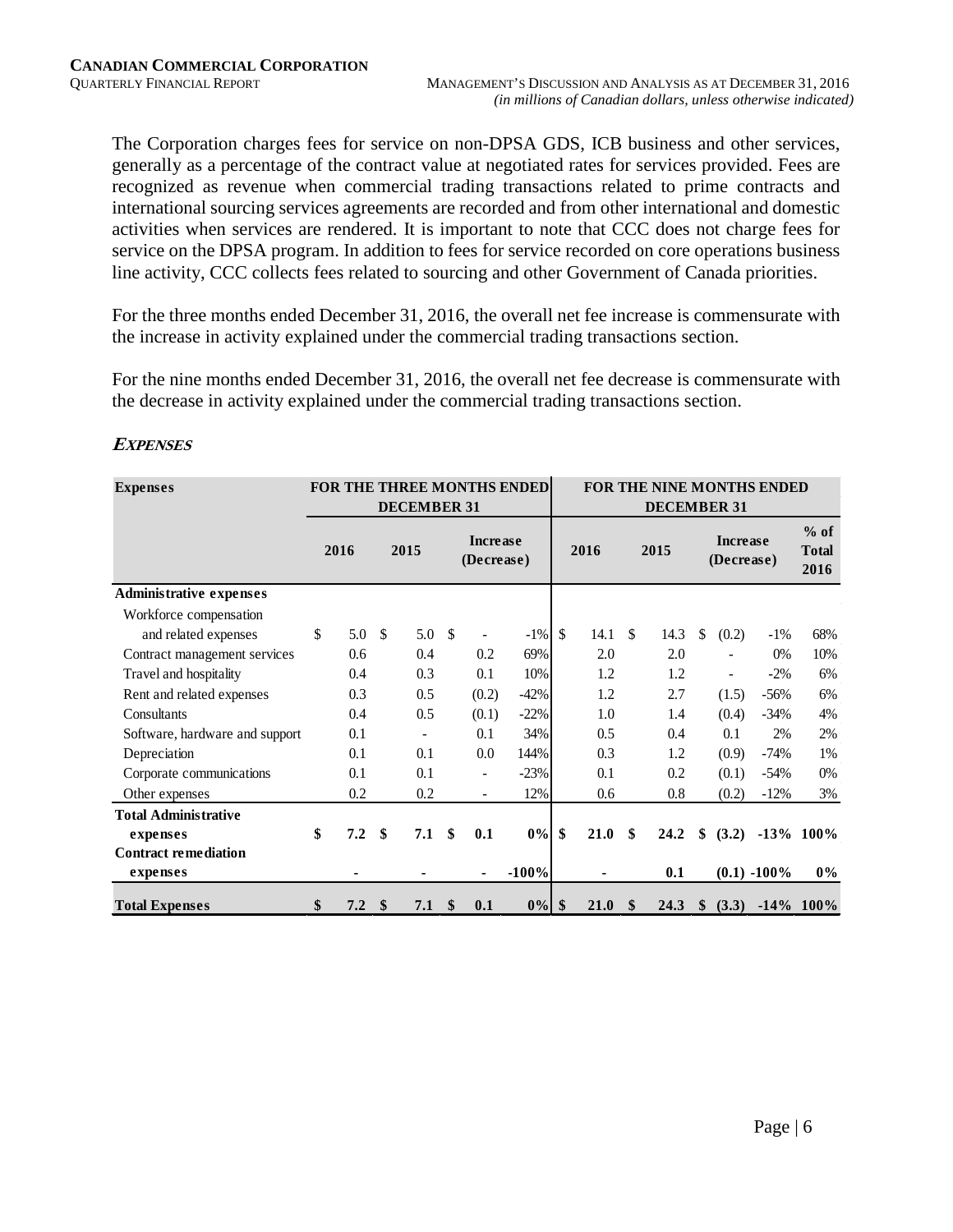The Corporation charges fees for service on non-DPSA GDS, ICB business and other services, generally as a percentage of the contract value at negotiated rates for services provided. Fees are recognized as revenue when commercial trading transactions related to prime contracts and international sourcing services agreements are recorded and from other international and domestic activities when services are rendered. It is important to note that CCC does not charge fees for service on the DPSA program. In addition to fees for service recorded on core operations business line activity, CCC collects fees related to sourcing and other Government of Canada priorities.

For the three months ended December 31, 2016, the overall net fee increase is commensurate with the increase in activity explained under the commercial trading transactions section.

For the nine months ended December 31, 2016, the overall net fee decrease is commensurate with the decrease in activity explained under the commercial trading transactions section.

### *EXPENSES*

| Expenses | FOR THE THREE MONTHS ENDED DECEMBER 31 | | | | FOR THE NINE MONTHS ENDED DECEMBER 31 | | | | |
|---|---|---|---|---|---|---|---|---|---|
| | 2016 | 2015 | Increase (Decrease) | | 2016 | 2015 | Increase (Decrease) | | % of Total 2016 |
| **Administrative expenses** | | | | | | | | | |
| Workforce compensation and related expenses | $ 5.0 | $ 5.0 | $ - | -1% | $ 14.1 | $ 14.3 | $ (0.2) | -1% | 68% |
| Contract management services | 0.6 | 0.4 | 0.2 | 69% | 2.0 | 2.0 | - | 0% | 10% |
| Travel and hospitality | 0.4 | 0.3 | 0.1 | 10% | 1.2 | 1.2 | - | -2% | 6% |
| Rent and related expenses | 0.3 | 0.5 | (0.2) | -42% | 1.2 | 2.7 | (1.5) | -56% | 6% |
| Consultants | 0.4 | 0.5 | (0.1) | -22% | 1.0 | 1.4 | (0.4) | -34% | 4% |
| Software, hardware and support | 0.1 | - | 0.1 | 34% | 0.5 | 0.4 | 0.1 | 2% | 2% |
| Depreciation | 0.1 | 0.1 | 0.0 | 144% | 0.3 | 1.2 | (0.9) | -74% | 1% |
| Corporate communications | 0.1 | 0.1 | - | -23% | 0.1 | 0.2 | (0.1) | -54% | 0% |
| Other expenses | 0.2 | 0.2 | - | 12% | 0.6 | 0.8 | (0.2) | -12% | 3% |
| **Total Administrative expenses** | **$ 7.2** | **$ 7.1** | **$ 0.1** | **0%** | **$ 21.0** | **$ 24.2** | **$ (3.2)** | **-13%** | **100%** |
| **Contract remediation expenses** | **-** | **-** | **-** | **-100%** | **-** | **0.1** | **(0.1)** | **-100%** | **0%** |
| **Total Expenses** | **$ 7.2** | **$ 7.1** | **$ 0.1** | **0%** | **$ 21.0** | **$ 24.3** | **$ (3.3)** | **-14%** | **100%** |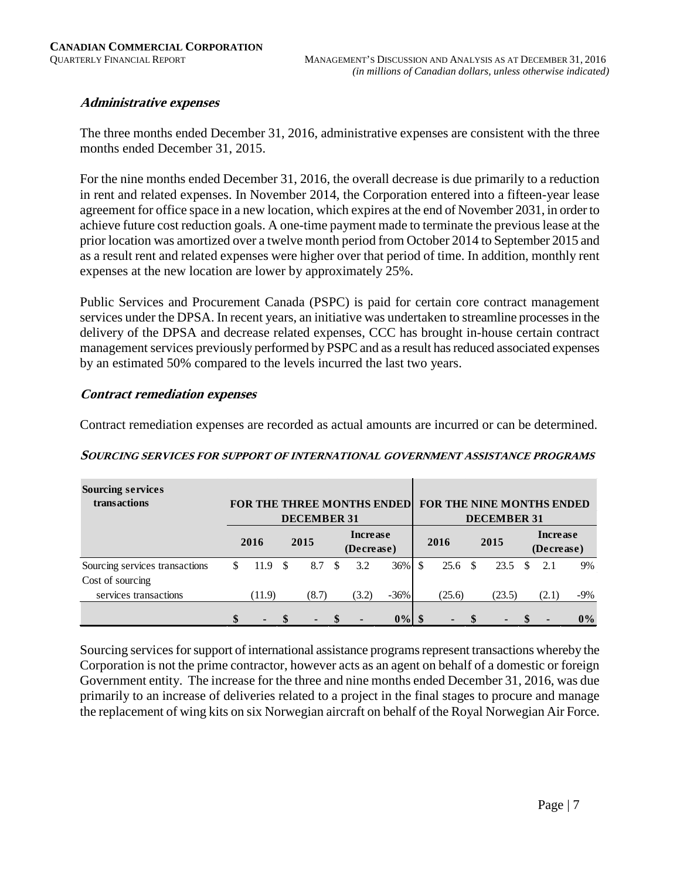### *Administrative expenses*

The three months ended December 31, 2016, administrative expenses are consistent with the three months ended December 31, 2015.

For the nine months ended December 31, 2016, the overall decrease is due primarily to a reduction in rent and related expenses. In November 2014, the Corporation entered into a fifteen-year lease agreement for office space in a new location, which expires at the end of November 2031, in order to achieve future cost reduction goals. A one-time payment made to terminate the previous lease at the prior location was amortized over a twelve month period from October 2014 to September 2015 and as a result rent and related expenses were higher over that period of time. In addition, monthly rent expenses at the new location are lower by approximately 25%.

Public Services and Procurement Canada (PSPC) is paid for certain core contract management services under the DPSA. In recent years, an initiative was undertaken to streamline processes in the delivery of the DPSA and decrease related expenses, CCC has brought in-house certain contract management services previously performed by PSPC and as a result has reduced associated expenses by an estimated 50% compared to the levels incurred the last two years.

### *Contract remediation expenses*

Contract remediation expenses are recorded as actual amounts are incurred or can be determined.

#### *SOURCING SERVICES FOR SUPPORT OF INTERNATIONAL GOVERNMENT ASSISTANCE PROGRAMS*

| **Sourcing services transactions** | **FOR THE THREE MONTHS ENDED DECEMBER 31** | | | | **FOR THE NINE MONTHS ENDED DECEMBER 31** | | | |
|---|---|---|---|---|---|---|---|---|
| | **2016** | **2015** | **Increase (Decrease)** | | **2016** | **2015** | **Increase (Decrease)** | |
| Sourcing services transactions | $ 11.9 | $ 8.7 | $ 3.2 | 36% | $ 25.6 | $ 23.5 | $ 2.1 | 9% |
| Cost of sourcing services transactions | (11.9) | (8.7) | (3.2) | -36% | (25.6) | (23.5) | (2.1) | -9% |
| | **$ -** | **$ -** | **$ -** | **0%** | **$ -** | **$ -** | **$ -** | **0%** |

Sourcing services for support of international assistance programs represent transactions whereby the Corporation is not the prime contractor, however acts as an agent on behalf of a domestic or foreign Government entity. The increase for the three and nine months ended December 31, 2016, was due primarily to an increase of deliveries related to a project in the final stages to procure and manage the replacement of wing kits on six Norwegian aircraft on behalf of the Royal Norwegian Air Force.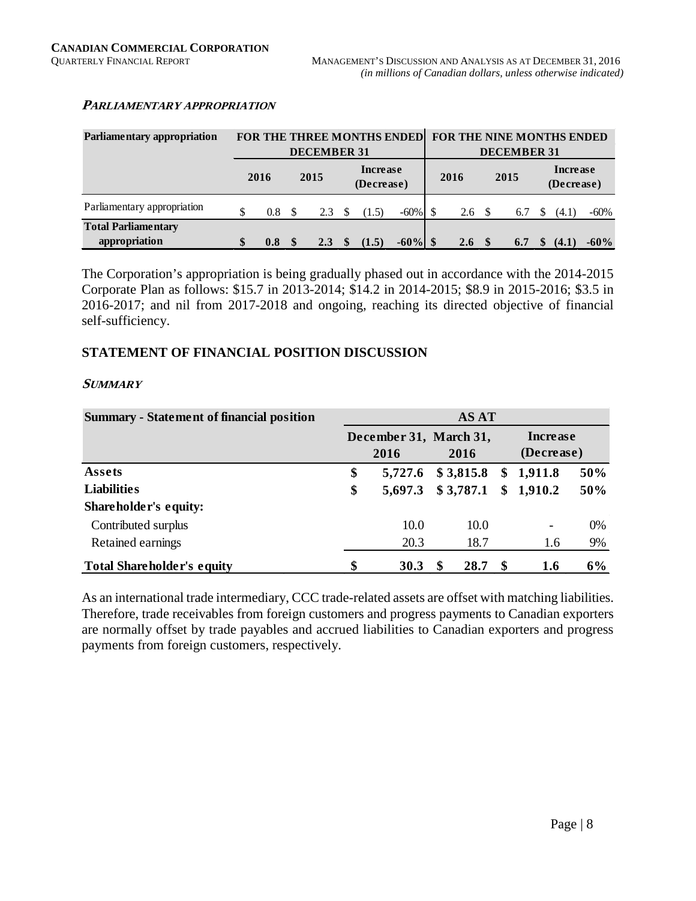##### *PARLIAMENTARY APPROPRIATION*

| Parliamentary appropriation | FOR THE THREE MONTHS ENDED DECEMBER 31 | | | | FOR THE NINE MONTHS ENDED DECEMBER 31 | | | |
|---|---|---|---|---|---|---|---|---|
| | 2016 | 2015 | Increase (Decrease) | | 2016 | 2015 | Increase (Decrease) | |
| Parliamentary appropriation | $ 0.8 | $ 2.3 | $ (1.5) | -60% | $ 2.6 | $ 6.7 | $ (4.1) | -60% |
| **Total Parliamentary appropriation** | **$ 0.8** | **$ 2.3** | **$ (1.5)** | **-60%** | **$ 2.6** | **$ 6.7** | **$ (4.1)** | **-60%** |

The Corporation's appropriation is being gradually phased out in accordance with the 2014-2015 Corporate Plan as follows: $15.7 in 2013-2014; $14.2 in 2014-2015; $8.9 in 2015-2016; $3.5 in 2016-2017; and nil from 2017-2018 and ongoing, reaching its directed objective of financial self-sufficiency.

## STATEMENT OF FINANCIAL POSITION DISCUSSION

##### *SUMMARY*

| Summary - Statement of financial position | AS AT | | | |
|---|---|---|---|---|
| | December 31, 2016 | March 31, 2016 | Increase (Decrease) | |
| **Assets** | **$ 5,727.6** | **$ 3,815.8** | **$ 1,911.8** | **50%** |
| **Liabilities** | **$ 5,697.3** | **$ 3,787.1** | **$ 1,910.2** | **50%** |
| **Shareholder's equity:** | | | | |
| Contributed surplus | 10.0 | 10.0 | - | 0% |
| Retained earnings | 20.3 | 18.7 | 1.6 | 9% |
| **Total Shareholder's equity** | **$ 30.3** | **$ 28.7** | **$ 1.6** | **6%** |

As an international trade intermediary, CCC trade-related assets are offset with matching liabilities. Therefore, trade receivables from foreign customers and progress payments to Canadian exporters are normally offset by trade payables and accrued liabilities to Canadian exporters and progress payments from foreign customers, respectively.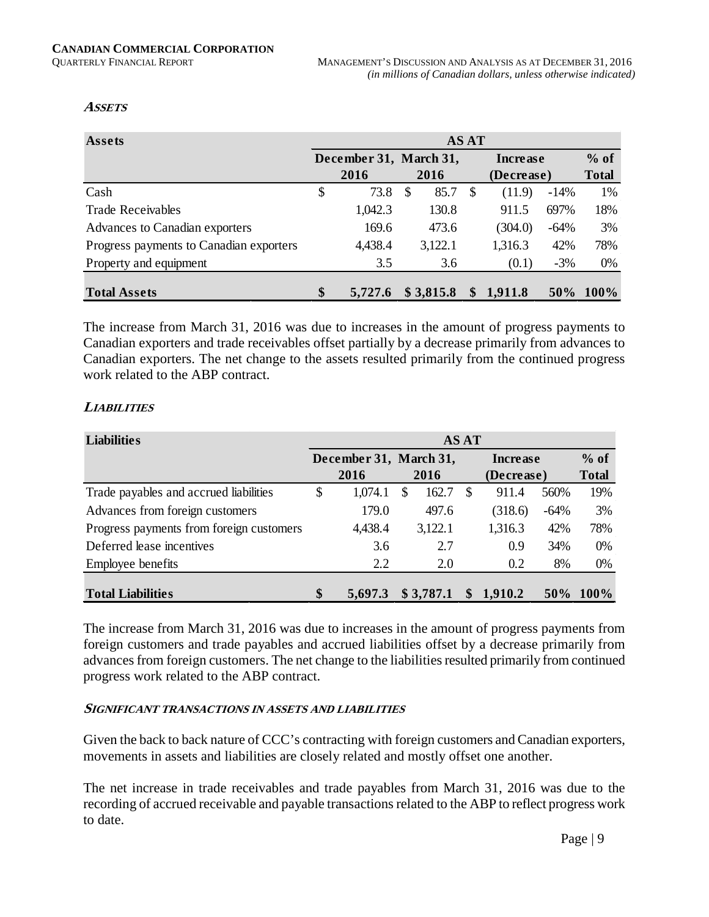### *ASSETS*

| Assets | AS AT | | | | |
|---|---|---|---|---|---|
| | December 31, 2016 | March 31, 2016 | Increase (Decrease) | | % of Total |
| Cash | $ 73.8 | $ 85.7 | $ (11.9) | -14% | 1% |
| Trade Receivables | 1,042.3 | 130.8 | 911.5 | 697% | 18% |
| Advances to Canadian exporters | 169.6 | 473.6 | (304.0) | -64% | 3% |
| Progress payments to Canadian exporters | 4,438.4 | 3,122.1 | 1,316.3 | 42% | 78% |
| Property and equipment | 3.5 | 3.6 | (0.1) | -3% | 0% |
| **Total Assets** | **$ 5,727.6** | **$ 3,815.8** | **$ 1,911.8** | **50%** | **100%** |

The increase from March 31, 2016 was due to increases in the amount of progress payments to Canadian exporters and trade receivables offset partially by a decrease primarily from advances to Canadian exporters. The net change to the assets resulted primarily from the continued progress work related to the ABP contract.

### *LIABILITIES*

| Liabilities | AS AT | | | | |
|---|---|---|---|---|---|
| | December 31, 2016 | March 31, 2016 | Increase (Decrease) | | % of Total |
| Trade payables and accrued liabilities | $ 1,074.1 | $ 162.7 | $ 911.4 | 560% | 19% |
| Advances from foreign customers | 179.0 | 497.6 | (318.6) | -64% | 3% |
| Progress payments from foreign customers | 4,438.4 | 3,122.1 | 1,316.3 | 42% | 78% |
| Deferred lease incentives | 3.6 | 2.7 | 0.9 | 34% | 0% |
| Employee benefits | 2.2 | 2.0 | 0.2 | 8% | 0% |
| **Total Liabilities** | **$ 5,697.3** | **$ 3,787.1** | **$ 1,910.2** | **50%** | **100%** |

The increase from March 31, 2016 was due to increases in the amount of progress payments from foreign customers and trade payables and accrued liabilities offset by a decrease primarily from advances from foreign customers. The net change to the liabilities resulted primarily from continued progress work related to the ABP contract.

#### *SIGNIFICANT TRANSACTIONS IN ASSETS AND LIABILITIES*

Given the back to back nature of CCC's contracting with foreign customers and Canadian exporters, movements in assets and liabilities are closely related and mostly offset one another.

The net increase in trade receivables and trade payables from March 31, 2016 was due to the recording of accrued receivable and payable transactions related to the ABP to reflect progress work to date.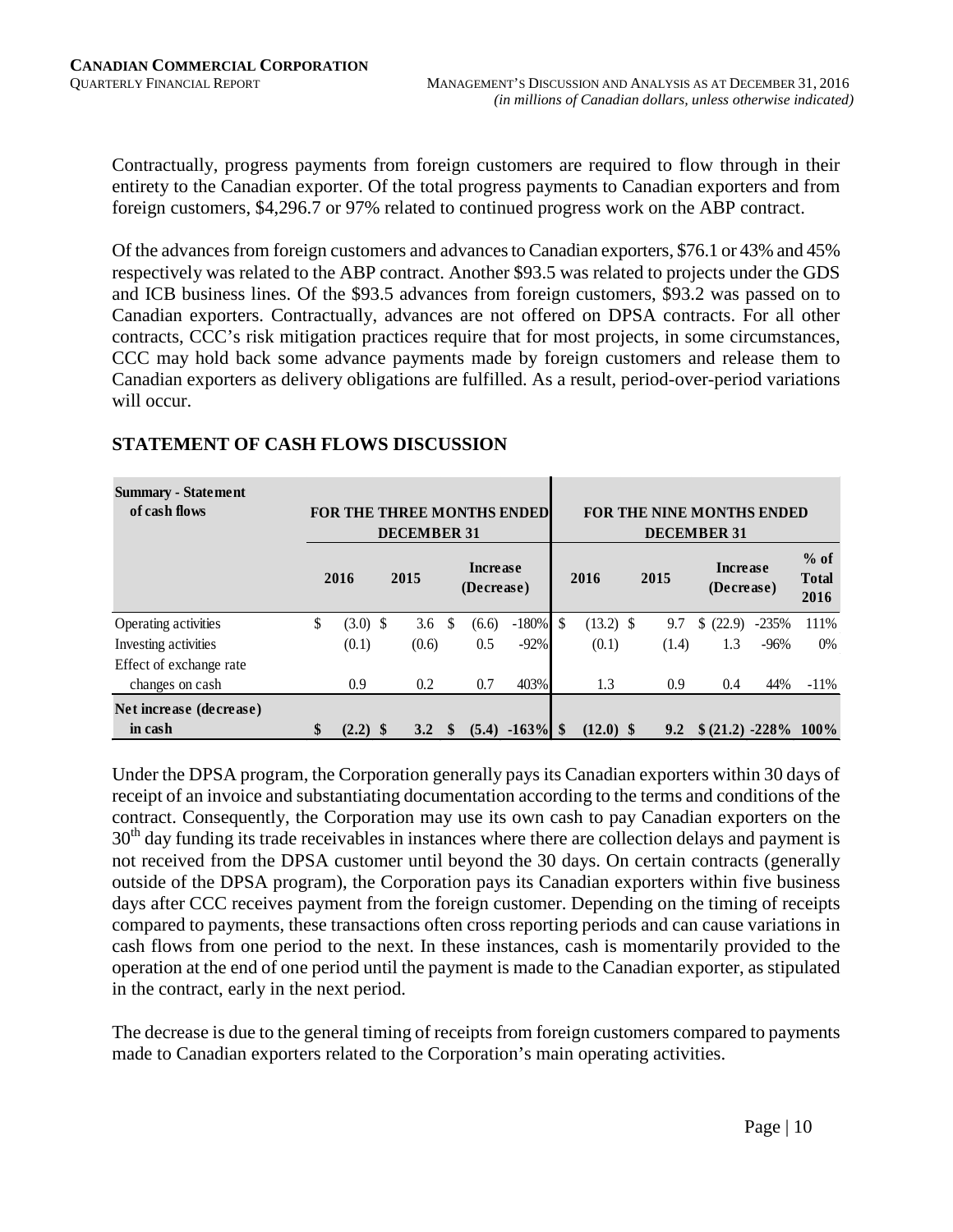Contractually, progress payments from foreign customers are required to flow through in their entirety to the Canadian exporter. Of the total progress payments to Canadian exporters and from foreign customers, $4,296.7 or 97% related to continued progress work on the ABP contract.

Of the advances from foreign customers and advances to Canadian exporters, $76.1 or 43% and 45% respectively was related to the ABP contract. Another $93.5 was related to projects under the GDS and ICB business lines. Of the $93.5 advances from foreign customers, $93.2 was passed on to Canadian exporters. Contractually, advances are not offered on DPSA contracts. For all other contracts, CCC's risk mitigation practices require that for most projects, in some circumstances, CCC may hold back some advance payments made by foreign customers and release them to Canadian exporters as delivery obligations are fulfilled. As a result, period-over-period variations will occur.

## STATEMENT OF CASH FLOWS DISCUSSION

| Summary - Statement of cash flows | FOR THE THREE MONTHS ENDED DECEMBER 31 | | | | FOR THE NINE MONTHS ENDED DECEMBER 31 | | | | |
|---|---|---|---|---|---|---|---|---|---|
| | 2016 | 2015 | Increase (Decrease) | | 2016 | 2015 | Increase (Decrease) | | % of Total 2016 |
| Operating activities | $ (3.0) | $ 3.6 | $ (6.6) | -180% | $ (13.2) | $ 9.7 | $ (22.9) | -235% | 111% |
| Investing activities | (0.1) | (0.6) | 0.5 | -92% | (0.1) | (1.4) | 1.3 | -96% | 0% |
| Effect of exchange rate changes on cash | 0.9 | 0.2 | 0.7 | 403% | 1.3 | 0.9 | 0.4 | 44% | -11% |
| **Net increase (decrease) in cash** | **$ (2.2)** | **$ 3.2** | **$ (5.4)** | **-163%** | **$ (12.0)** | **$ 9.2** | **$ (21.2)** | **-228%** | **100%** |

Under the DPSA program, the Corporation generally pays its Canadian exporters within 30 days of receipt of an invoice and substantiating documentation according to the terms and conditions of the contract. Consequently, the Corporation may use its own cash to pay Canadian exporters on the 30th day funding its trade receivables in instances where there are collection delays and payment is not received from the DPSA customer until beyond the 30 days. On certain contracts (generally outside of the DPSA program), the Corporation pays its Canadian exporters within five business days after CCC receives payment from the foreign customer. Depending on the timing of receipts compared to payments, these transactions often cross reporting periods and can cause variations in cash flows from one period to the next. In these instances, cash is momentarily provided to the operation at the end of one period until the payment is made to the Canadian exporter, as stipulated in the contract, early in the next period.

The decrease is due to the general timing of receipts from foreign customers compared to payments made to Canadian exporters related to the Corporation's main operating activities.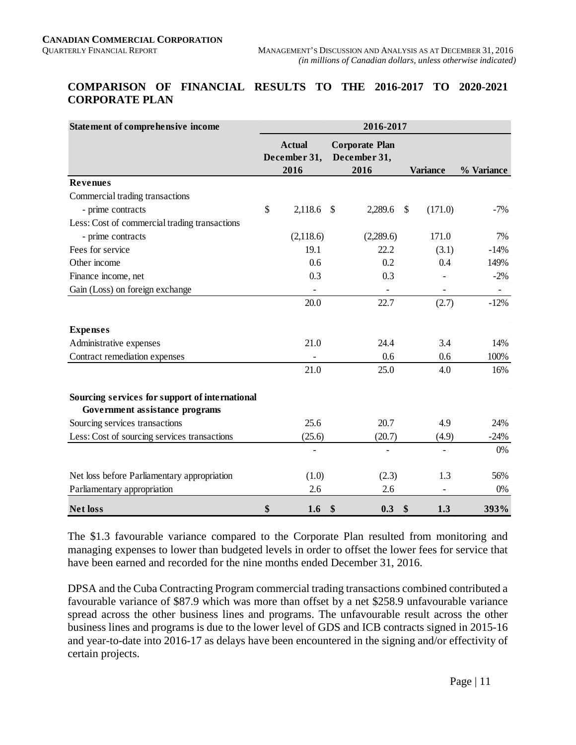## COMPARISON OF FINANCIAL RESULTS TO THE 2016-2017 TO 2020-2021 CORPORATE PLAN

| Statement of comprehensive income | 2016-2017 | | | |
|---|---|---|---|---|
| | Actual December 31, 2016 | Corporate Plan December 31, 2016 | Variance | % Variance |
| **Revenues** | | | | |
| Commercial trading transactions | | | | |
| - prime contracts | $ 2,118.6 | $ 2,289.6 | $ (171.0) | -7% |
| Less: Cost of commercial trading transactions | | | | |
| - prime contracts | (2,118.6) | (2,289.6) | 171.0 | 7% |
| Fees for service | 19.1 | 22.2 | (3.1) | -14% |
| Other income | 0.6 | 0.2 | 0.4 | 149% |
| Finance income, net | 0.3 | 0.3 | - | -2% |
| Gain (Loss) on foreign exchange | - | - | - | - |
| | 20.0 | 22.7 | (2.7) | -12% |
| **Expenses** | | | | |
| Administrative expenses | 21.0 | 24.4 | 3.4 | 14% |
| Contract remediation expenses | - | 0.6 | 0.6 | 100% |
| | 21.0 | 25.0 | 4.0 | 16% |
| **Sourcing services for support of international Government assistance programs** | | | | |
| Sourcing services transactions | 25.6 | 20.7 | 4.9 | 24% |
| Less: Cost of sourcing services transactions | (25.6) | (20.7) | (4.9) | -24% |
| | - | - | - | 0% |
| Net loss before Parliamentary appropriation | (1.0) | (2.3) | 1.3 | 56% |
| Parliamentary appropriation | 2.6 | 2.6 | - | 0% |
| **Net loss** | **$ 1.6** | **$ 0.3** | **$ 1.3** | **393%** |

The $1.3 favourable variance compared to the Corporate Plan resulted from monitoring and managing expenses to lower than budgeted levels in order to offset the lower fees for service that have been earned and recorded for the nine months ended December 31, 2016.

DPSA and the Cuba Contracting Program commercial trading transactions combined contributed a favourable variance of $87.9 which was more than offset by a net $258.9 unfavourable variance spread across the other business lines and programs. The unfavourable result across the other business lines and programs is due to the lower level of GDS and ICB contracts signed in 2015-16 and year-to-date into 2016-17 as delays have been encountered in the signing and/or effectivity of certain projects.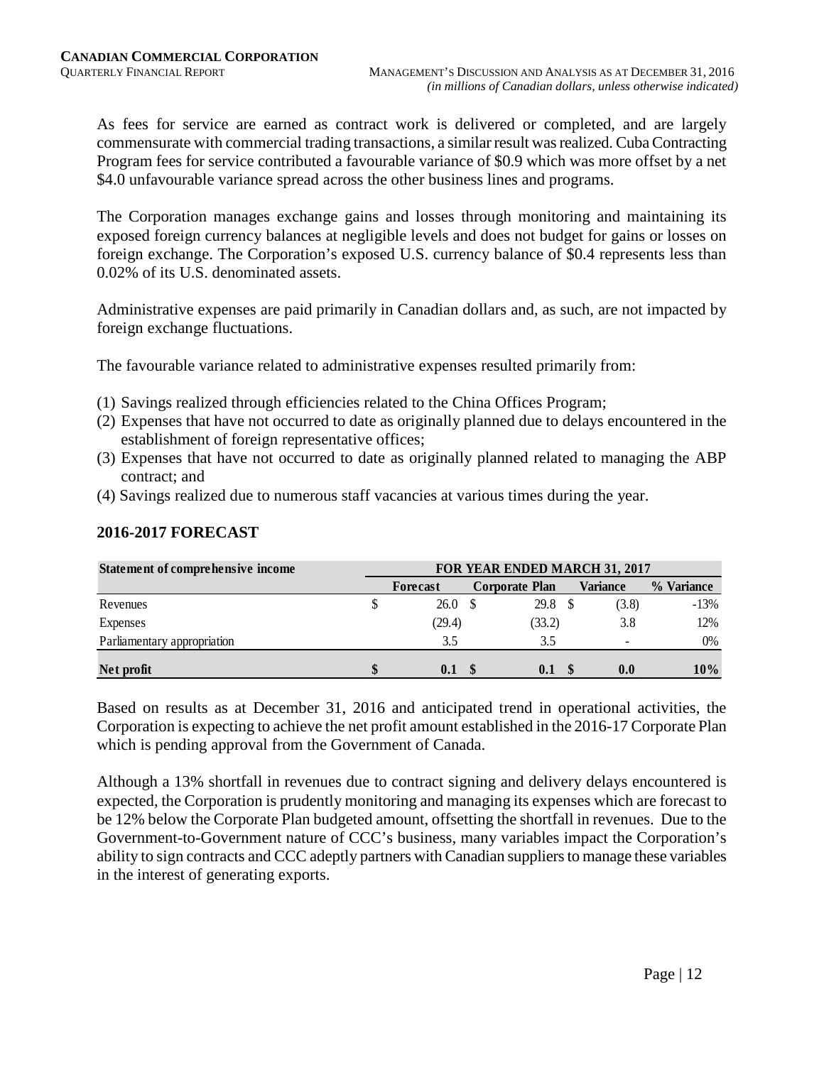As fees for service are earned as contract work is delivered or completed, and are largely commensurate with commercial trading transactions, a similar result was realized. Cuba Contracting Program fees for service contributed a favourable variance of $0.9 which was more offset by a net $4.0 unfavourable variance spread across the other business lines and programs.

The Corporation manages exchange gains and losses through monitoring and maintaining its exposed foreign currency balances at negligible levels and does not budget for gains or losses on foreign exchange. The Corporation's exposed U.S. currency balance of $0.4 represents less than 0.02% of its U.S. denominated assets.

Administrative expenses are paid primarily in Canadian dollars and, as such, are not impacted by foreign exchange fluctuations.

The favourable variance related to administrative expenses resulted primarily from:

(1) Savings realized through efficiencies related to the China Offices Program;
(2) Expenses that have not occurred to date as originally planned due to delays encountered in the establishment of foreign representative offices;
(3) Expenses that have not occurred to date as originally planned related to managing the ABP contract; and
(4) Savings realized due to numerous staff vacancies at various times during the year.

## 2016-2017 FORECAST

| Statement of comprehensive income | FOR YEAR ENDED MARCH 31, 2017 | | | |
|---|---|---|---|---|
| | Forecast | Corporate Plan | Variance | % Variance |
| Revenues | $ 26.0 | $ 29.8 | $ (3.8) | -13% |
| Expenses | (29.4) | (33.2) | 3.8 | 12% |
| Parliamentary appropriation | 3.5 | 3.5 | - | 0% |
| **Net profit** | **$ 0.1** | **$ 0.1** | **$ 0.0** | **10%** |

Based on results as at December 31, 2016 and anticipated trend in operational activities, the Corporation is expecting to achieve the net profit amount established in the 2016-17 Corporate Plan which is pending approval from the Government of Canada.

Although a 13% shortfall in revenues due to contract signing and delivery delays encountered is expected, the Corporation is prudently monitoring and managing its expenses which are forecast to be 12% below the Corporate Plan budgeted amount, offsetting the shortfall in revenues. Due to the Government-to-Government nature of CCC's business, many variables impact the Corporation's ability to sign contracts and CCC adeptly partners with Canadian suppliers to manage these variables in the interest of generating exports.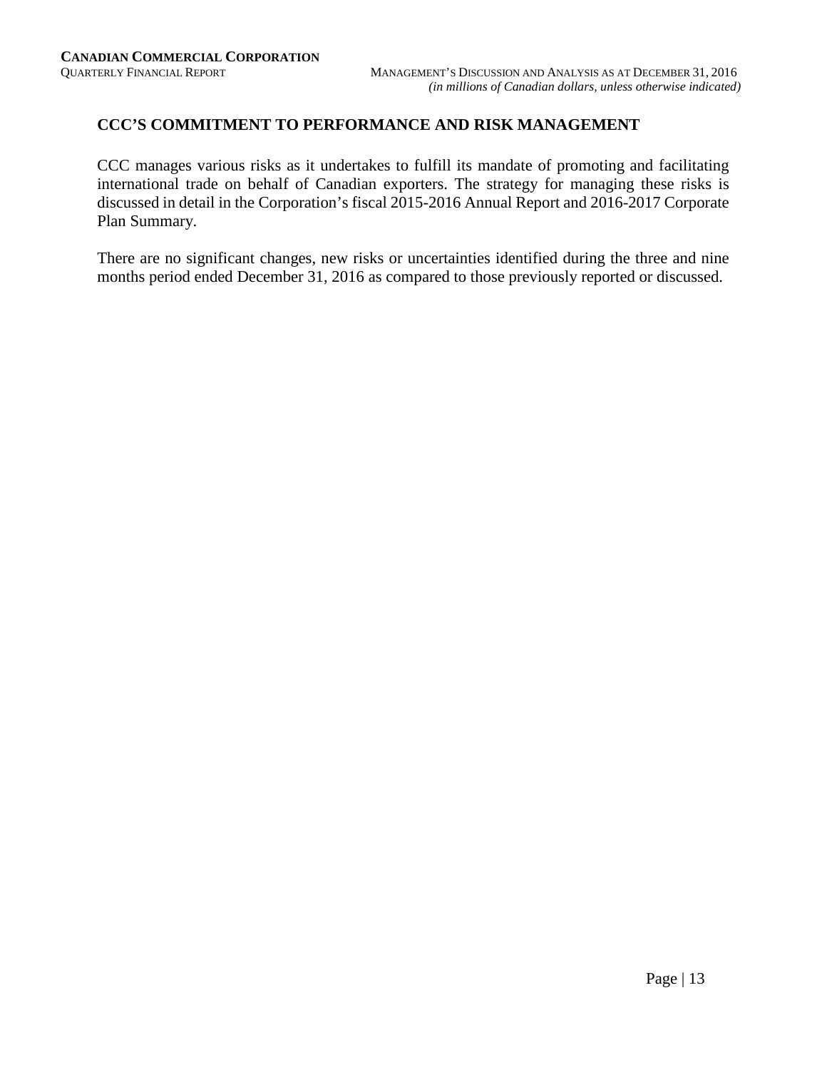## CCC'S COMMITMENT TO PERFORMANCE AND RISK MANAGEMENT

CCC manages various risks as it undertakes to fulfill its mandate of promoting and facilitating international trade on behalf of Canadian exporters. The strategy for managing these risks is discussed in detail in the Corporation's fiscal 2015-2016 Annual Report and 2016-2017 Corporate Plan Summary.

There are no significant changes, new risks or uncertainties identified during the three and nine months period ended December 31, 2016 as compared to those previously reported or discussed.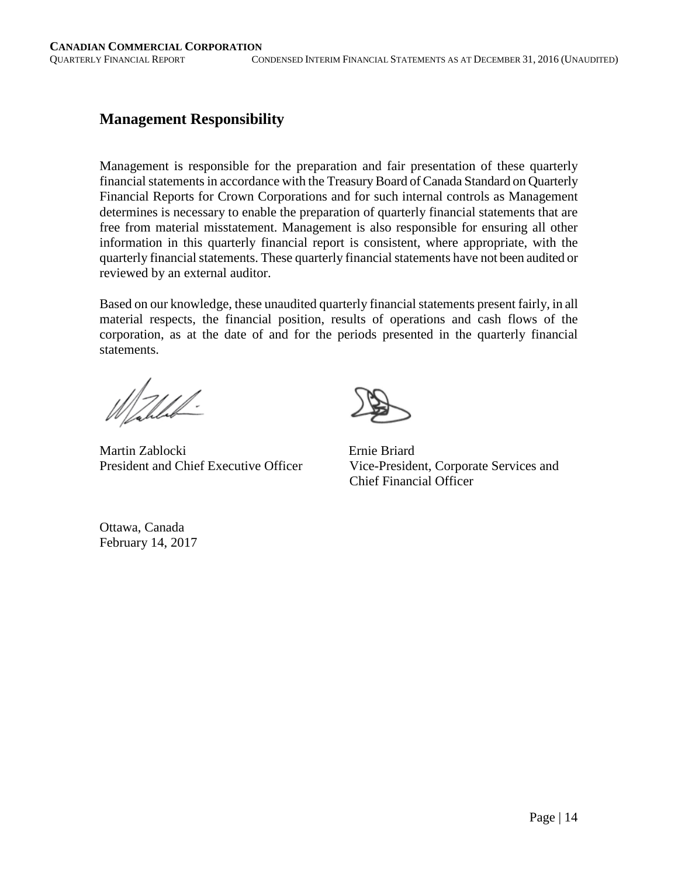## Management Responsibility

Management is responsible for the preparation and fair presentation of these quarterly financial statements in accordance with the Treasury Board of Canada Standard on Quarterly Financial Reports for Crown Corporations and for such internal controls as Management determines is necessary to enable the preparation of quarterly financial statements that are free from material misstatement. Management is also responsible for ensuring all other information in this quarterly financial report is consistent, where appropriate, with the quarterly financial statements. These quarterly financial statements have not been audited or reviewed by an external auditor.

Based on our knowledge, these unaudited quarterly financial statements present fairly, in all material respects, the financial position, results of operations and cash flows of the corporation, as at the date of and for the periods presented in the quarterly financial statements.

Martin Zablocki
President and Chief Executive Officer

Ernie Briard
Vice-President, Corporate Services and Chief Financial Officer

Ottawa, Canada
February 14, 2017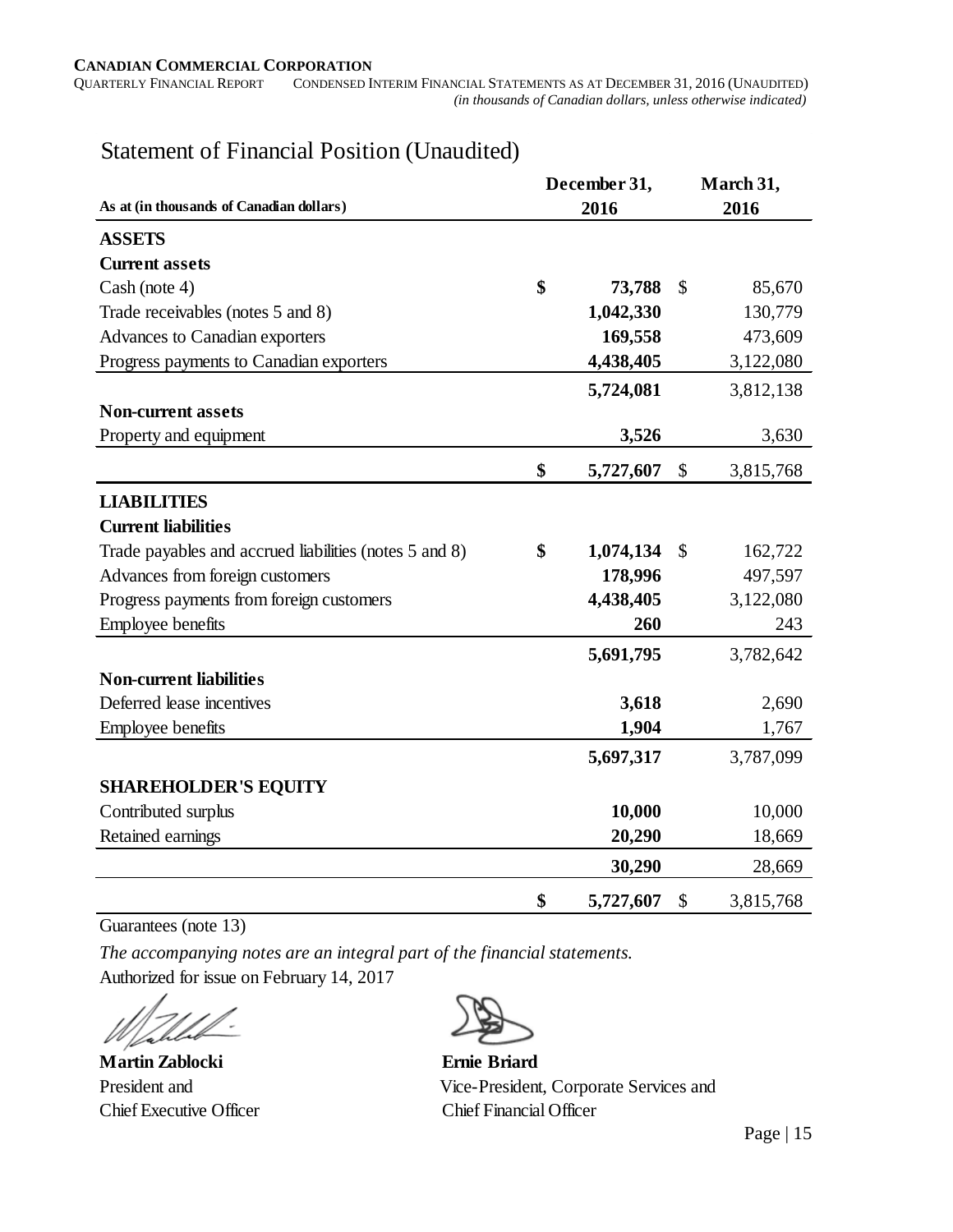# Statement of Financial Position (Unaudited)

| As at (in thousands of Canadian dollars) | December 31, 2016 | March 31, 2016 |
|---|---|---|
| **ASSETS** | | |
| **Current assets** | | |
| Cash (note 4) | **$ 73,788** | $ 85,670 |
| Trade receivables (notes 5 and 8) | **1,042,330** | 130,779 |
| Advances to Canadian exporters | **169,558** | 473,609 |
| Progress payments to Canadian exporters | **4,438,405** | 3,122,080 |
| | **5,724,081** | 3,812,138 |
| **Non-current assets** | | |
| Property and equipment | **3,526** | 3,630 |
| | **$ 5,727,607** | $ 3,815,768 |
| **LIABILITIES** | | |
| **Current liabilities** | | |
| Trade payables and accrued liabilities (notes 5 and 8) | **$ 1,074,134** | $ 162,722 |
| Advances from foreign customers | **178,996** | 497,597 |
| Progress payments from foreign customers | **4,438,405** | 3,122,080 |
| Employee benefits | **260** | 243 |
| | **5,691,795** | 3,782,642 |
| **Non-current liabilities** | | |
| Deferred lease incentives | **3,618** | 2,690 |
| Employee benefits | **1,904** | 1,767 |
| | **5,697,317** | 3,787,099 |
| **SHAREHOLDER'S EQUITY** | | |
| Contributed surplus | **10,000** | 10,000 |
| Retained earnings | **20,290** | 18,669 |
| | **30,290** | 28,669 |
| | **$ 5,727,607** | $ 3,815,768 |

Guarantees (note 13)

*The accompanying notes are an integral part of the financial statements.*

Authorized for issue on February 14, 2017

**Martin Zablocki**
President and
Chief Executive Officer

**Ernie Briard**
Vice-President, Corporate Services and
Chief Financial Officer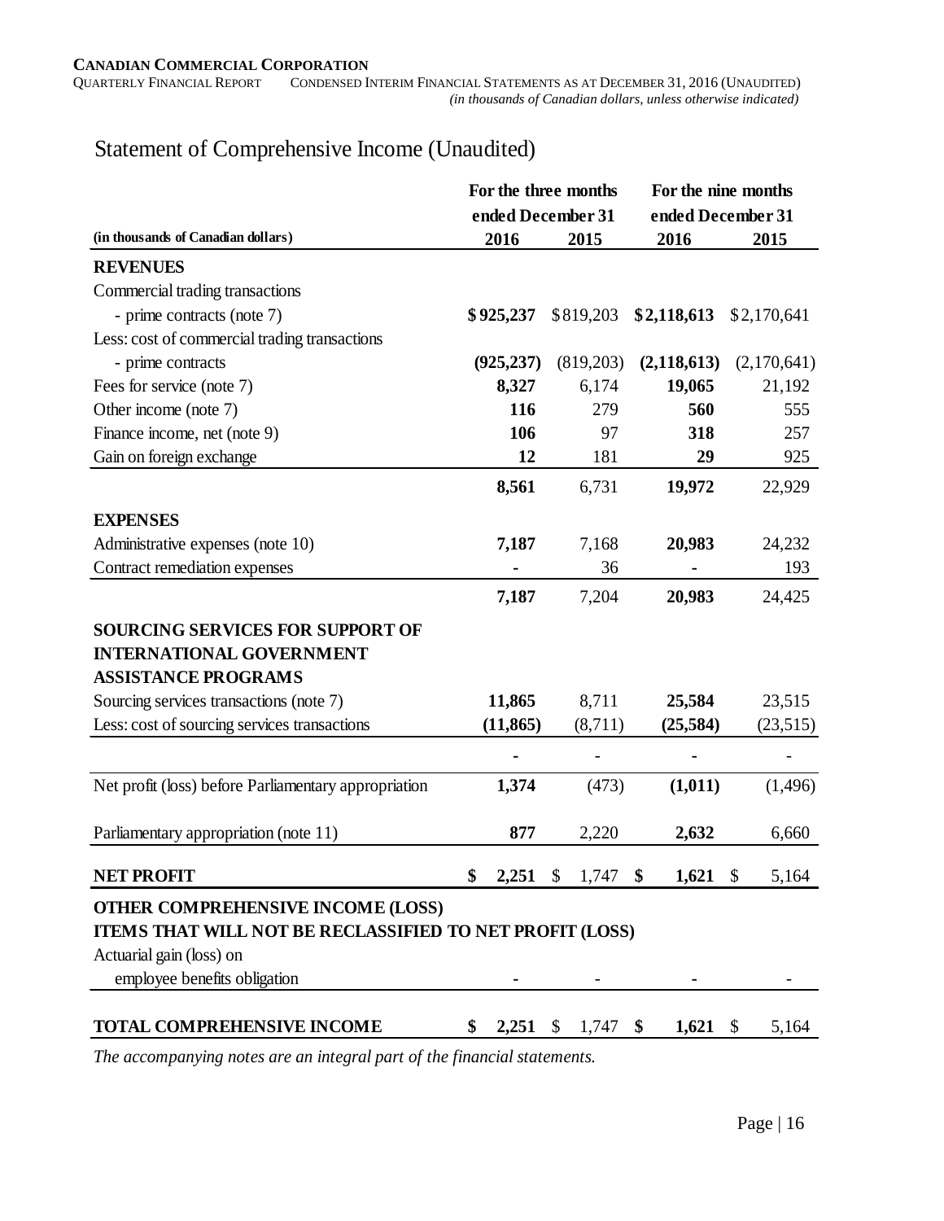# Statement of Comprehensive Income (Unaudited)

| (in thousands of Canadian dollars) | For the three months ended December 31 | | For the nine months ended December 31 | |
|---|---|---|---|---|
| | **2016** | **2015** | **2016** | **2015** |
| **REVENUES** | | | | |
| Commercial trading transactions | | | | |
| - prime contracts (note 7) | **$925,237** | $819,203 | **$2,118,613** | $2,170,641 |
| Less: cost of commercial trading transactions | | | | |
| - prime contracts | **(925,237)** | (819,203) | **(2,118,613)** | (2,170,641) |
| Fees for service (note 7) | **8,327** | 6,174 | **19,065** | 21,192 |
| Other income (note 7) | **116** | 279 | **560** | 555 |
| Finance income, net (note 9) | **106** | 97 | **318** | 257 |
| Gain on foreign exchange | **12** | 181 | **29** | 925 |
| | **8,561** | 6,731 | **19,972** | 22,929 |
| **EXPENSES** | | | | |
| Administrative expenses (note 10) | **7,187** | 7,168 | **20,983** | 24,232 |
| Contract remediation expenses | **-** | 36 | **-** | 193 |
| | **7,187** | 7,204 | **20,983** | 24,425 |
| **SOURCING SERVICES FOR SUPPORT OF INTERNATIONAL GOVERNMENT ASSISTANCE PROGRAMS** | | | | |
| Sourcing services transactions (note 7) | **11,865** | 8,711 | **25,584** | 23,515 |
| Less: cost of sourcing services transactions | **(11,865)** | (8,711) | **(25,584)** | (23,515) |
| | **-** | - | **-** | - |
| Net profit (loss) before Parliamentary appropriation | **1,374** | (473) | **(1,011)** | (1,496) |
| Parliamentary appropriation (note 11) | **877** | 2,220 | **2,632** | 6,660 |
| **NET PROFIT** | **$ 2,251** | $ 1,747 | **$ 1,621** | $ 5,164 |
| **OTHER COMPREHENSIVE INCOME (LOSS)** | | | | |
| **ITEMS THAT WILL NOT BE RECLASSIFIED TO NET PROFIT (LOSS)** | | | | |
| Actuarial gain (loss) on employee benefits obligation | **-** | - | **-** | - |
| **TOTAL COMPREHENSIVE INCOME** | **$ 2,251** | $ 1,747 | **$ 1,621** | $ 5,164 |

*The accompanying notes are an integral part of the financial statements.*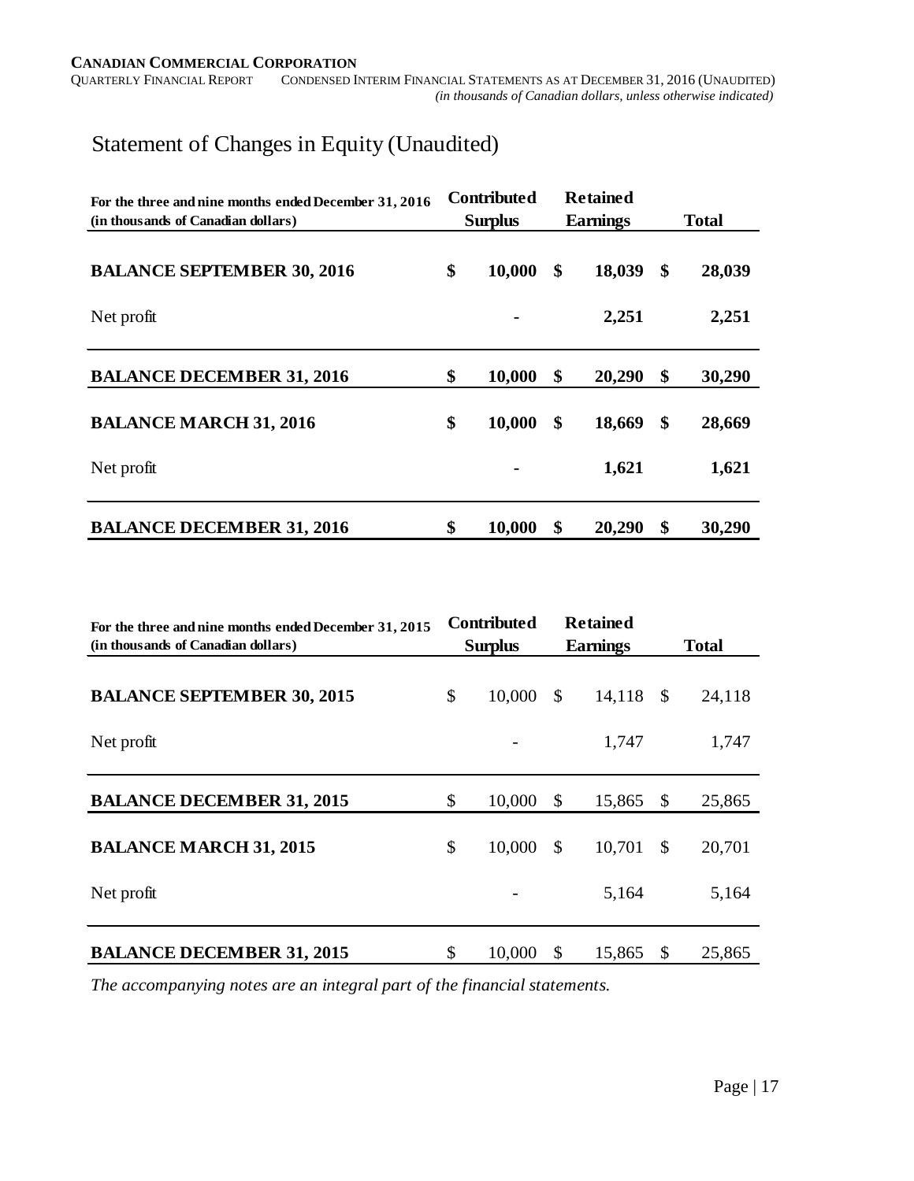# Statement of Changes in Equity (Unaudited)

| For the three and nine months ended December 31, 2016 (in thousands of Canadian dollars) | Contributed Surplus | Retained Earnings | Total |
|---|---|---|---|
| **BALANCE SEPTEMBER 30, 2016** | **$ 10,000** | **$ 18,039** | **$ 28,039** |
| Net profit | **-** | **2,251** | **2,251** |
| **BALANCE DECEMBER 31, 2016** | **$ 10,000** | **$ 20,290** | **$ 30,290** |
| **BALANCE MARCH 31, 2016** | **$ 10,000** | **$ 18,669** | **$ 28,669** |
| Net profit | **-** | **1,621** | **1,621** |
| **BALANCE DECEMBER 31, 2016** | **$ 10,000** | **$ 20,290** | **$ 30,290** |

| For the three and nine months ended December 31, 2015 (in thousands of Canadian dollars) | Contributed Surplus | Retained Earnings | Total |
|---|---|---|---|
| **BALANCE SEPTEMBER 30, 2015** | $ 10,000 | $ 14,118 | $ 24,118 |
| Net profit | - | 1,747 | 1,747 |
| **BALANCE DECEMBER 31, 2015** | $ 10,000 | $ 15,865 | $ 25,865 |
| **BALANCE MARCH 31, 2015** | $ 10,000 | $ 10,701 | $ 20,701 |
| Net profit | - | 5,164 | 5,164 |
| **BALANCE DECEMBER 31, 2015** | $ 10,000 | $ 15,865 | $ 25,865 |

*The accompanying notes are an integral part of the financial statements.*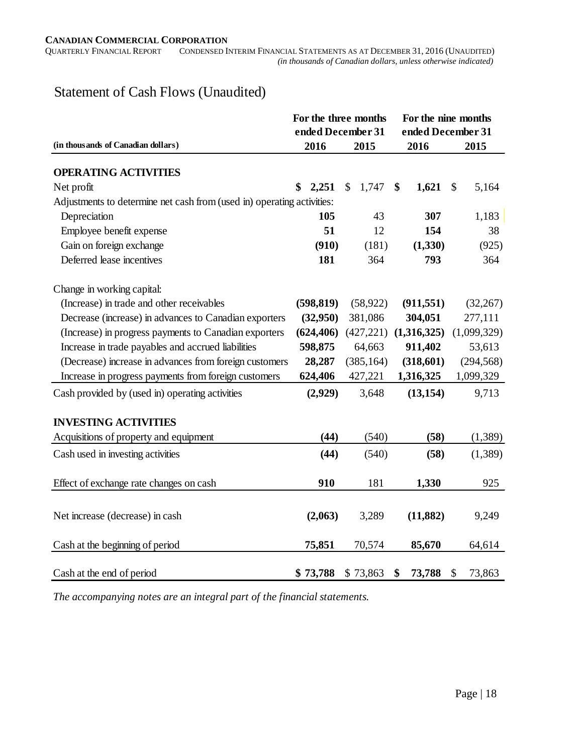## Statement of Cash Flows (Unaudited)

| (in thousands of Canadian dollars) | For the three months ended December 31 2016 | For the three months ended December 31 2015 | For the nine months ended December 31 2016 | For the nine months ended December 31 2015 |
|---|---|---|---|---|
| **OPERATING ACTIVITIES** | | | | |
| Net profit | **$ 2,251** | $ 1,747 | **$ 1,621** | $ 5,164 |
| Adjustments to determine net cash from (used in) operating activities: | | | | |
| Depreciation | **105** | 43 | **307** | 1,183 |
| Employee benefit expense | **51** | 12 | **154** | 38 |
| Gain on foreign exchange | **(910)** | (181) | **(1,330)** | (925) |
| Deferred lease incentives | **181** | 364 | **793** | 364 |
| Change in working capital: | | | | |
| (Increase) in trade and other receivables | **(598,819)** | (58,922) | **(911,551)** | (32,267) |
| Decrease (increase) in advances to Canadian exporters | **(32,950)** | 381,086 | **304,051** | 277,111 |
| (Increase) in progress payments to Canadian exporters | **(624,406)** | (427,221) | **(1,316,325)** | (1,099,329) |
| Increase in trade payables and accrued liabilities | **598,875** | 64,663 | **911,402** | 53,613 |
| (Decrease) increase in advances from foreign customers | **28,287** | (385,164) | **(318,601)** | (294,568) |
| Increase in progress payments from foreign customers | **624,406** | 427,221 | **1,316,325** | 1,099,329 |
| Cash provided by (used in) operating activities | **(2,929)** | 3,648 | **(13,154)** | 9,713 |
| **INVESTING ACTIVITIES** | | | | |
| Acquisitions of property and equipment | **(44)** | (540) | **(58)** | (1,389) |
| Cash used in investing activities | **(44)** | (540) | **(58)** | (1,389) |
| Effect of exchange rate changes on cash | **910** | 181 | **1,330** | 925 |
| Net increase (decrease) in cash | **(2,063)** | 3,289 | **(11,882)** | 9,249 |
| Cash at the beginning of period | **75,851** | 70,574 | **85,670** | 64,614 |
| Cash at the end of period | **$ 73,788** | $ 73,863 | **$ 73,788** | $ 73,863 |

*The accompanying notes are an integral part of the financial statements.*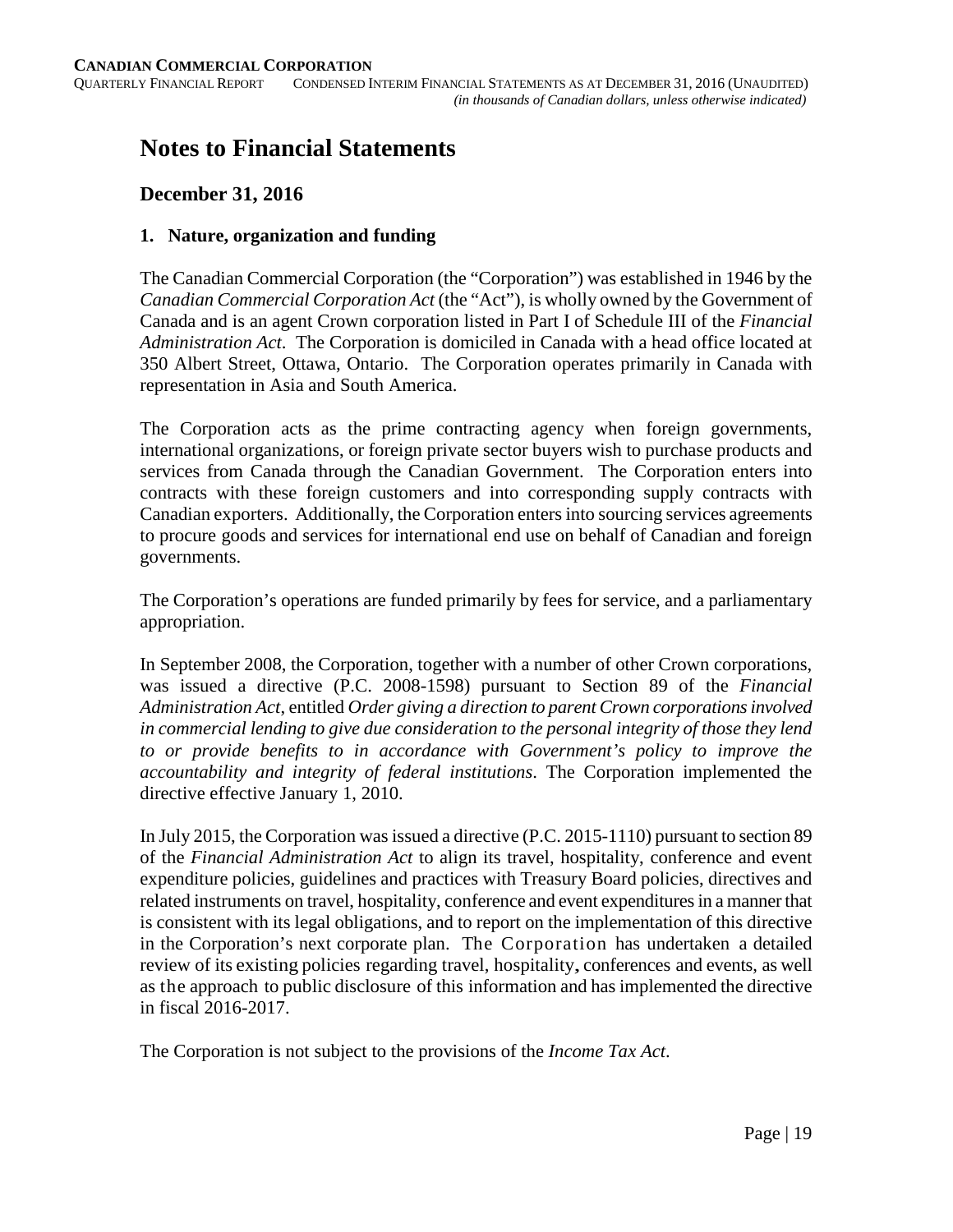# Notes to Financial Statements

## December 31, 2016

### 1. Nature, organization and funding

The Canadian Commercial Corporation (the "Corporation") was established in 1946 by the *Canadian Commercial Corporation Act* (the "Act"), is wholly owned by the Government of Canada and is an agent Crown corporation listed in Part I of Schedule III of the *Financial Administration Act*. The Corporation is domiciled in Canada with a head office located at 350 Albert Street, Ottawa, Ontario. The Corporation operates primarily in Canada with representation in Asia and South America.

The Corporation acts as the prime contracting agency when foreign governments, international organizations, or foreign private sector buyers wish to purchase products and services from Canada through the Canadian Government. The Corporation enters into contracts with these foreign customers and into corresponding supply contracts with Canadian exporters. Additionally, the Corporation enters into sourcing services agreements to procure goods and services for international end use on behalf of Canadian and foreign governments.

The Corporation's operations are funded primarily by fees for service, and a parliamentary appropriation.

In September 2008, the Corporation, together with a number of other Crown corporations, was issued a directive (P.C. 2008-1598) pursuant to Section 89 of the *Financial Administration Act*, entitled *Order giving a direction to parent Crown corporations involved in commercial lending to give due consideration to the personal integrity of those they lend to or provide benefits to in accordance with Government's policy to improve the accountability and integrity of federal institutions*. The Corporation implemented the directive effective January 1, 2010.

In July 2015, the Corporation was issued a directive (P.C. 2015-1110) pursuant to section 89 of the *Financial Administration Act* to align its travel, hospitality, conference and event expenditure policies, guidelines and practices with Treasury Board policies, directives and related instruments on travel, hospitality, conference and event expenditures in a manner that is consistent with its legal obligations, and to report on the implementation of this directive in the Corporation's next corporate plan. The Corporation has undertaken a detailed review of its existing policies regarding travel, hospitality, conferences and events, as well as the approach to public disclosure of this information and has implemented the directive in fiscal 2016-2017.

The Corporation is not subject to the provisions of the *Income Tax Act*.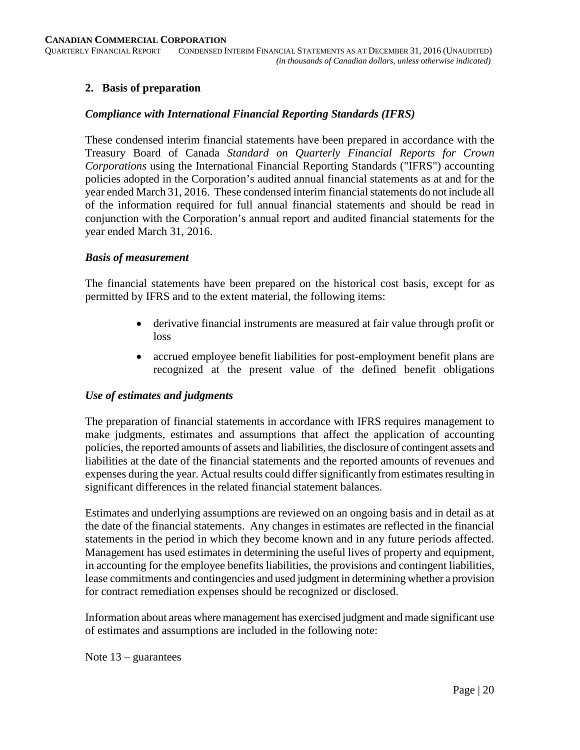## 2. Basis of preparation

### *Compliance with International Financial Reporting Standards (IFRS)*

These condensed interim financial statements have been prepared in accordance with the Treasury Board of Canada *Standard on Quarterly Financial Reports for Crown Corporations* using the International Financial Reporting Standards ("IFRS") accounting policies adopted in the Corporation's audited annual financial statements as at and for the year ended March 31, 2016. These condensed interim financial statements do not include all of the information required for full annual financial statements and should be read in conjunction with the Corporation's annual report and audited financial statements for the year ended March 31, 2016.

### *Basis of measurement*

The financial statements have been prepared on the historical cost basis, except for as permitted by IFRS and to the extent material, the following items:

- derivative financial instruments are measured at fair value through profit or loss
- accrued employee benefit liabilities for post-employment benefit plans are recognized at the present value of the defined benefit obligations

### *Use of estimates and judgments*

The preparation of financial statements in accordance with IFRS requires management to make judgments, estimates and assumptions that affect the application of accounting policies, the reported amounts of assets and liabilities, the disclosure of contingent assets and liabilities at the date of the financial statements and the reported amounts of revenues and expenses during the year. Actual results could differ significantly from estimates resulting in significant differences in the related financial statement balances.

Estimates and underlying assumptions are reviewed on an ongoing basis and in detail as at the date of the financial statements. Any changes in estimates are reflected in the financial statements in the period in which they become known and in any future periods affected. Management has used estimates in determining the useful lives of property and equipment, in accounting for the employee benefits liabilities, the provisions and contingent liabilities, lease commitments and contingencies and used judgment in determining whether a provision for contract remediation expenses should be recognized or disclosed.

Information about areas where management has exercised judgment and made significant use of estimates and assumptions are included in the following note:

Note 13 – guarantees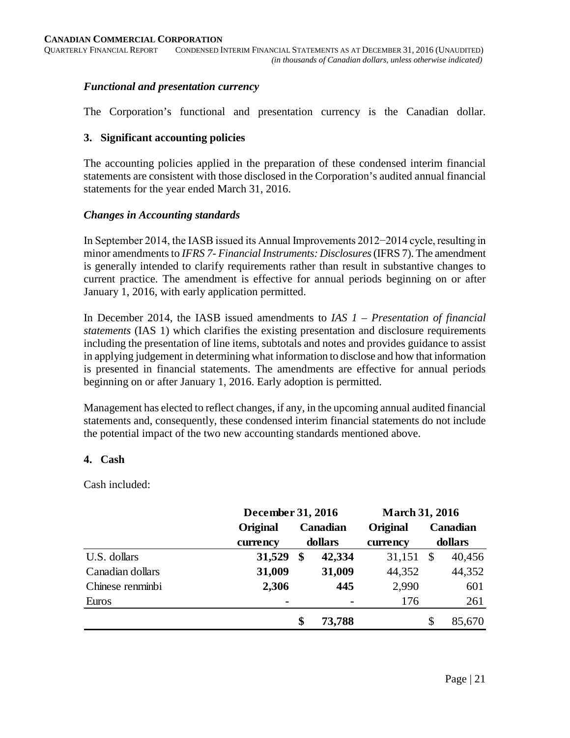### *Functional and presentation currency*

The Corporation's functional and presentation currency is the Canadian dollar.

### 3. Significant accounting policies

The accounting policies applied in the preparation of these condensed interim financial statements are consistent with those disclosed in the Corporation's audited annual financial statements for the year ended March 31, 2016.

### *Changes in Accounting standards*

In September 2014, the IASB issued its Annual Improvements 2012‒2014 cycle, resulting in minor amendments to *IFRS 7- Financial Instruments: Disclosures* (IFRS 7). The amendment is generally intended to clarify requirements rather than result in substantive changes to current practice. The amendment is effective for annual periods beginning on or after January 1, 2016, with early application permitted.

In December 2014, the IASB issued amendments to *IAS 1 – Presentation of financial statements* (IAS 1) which clarifies the existing presentation and disclosure requirements including the presentation of line items, subtotals and notes and provides guidance to assist in applying judgement in determining what information to disclose and how that information is presented in financial statements. The amendments are effective for annual periods beginning on or after January 1, 2016. Early adoption is permitted.

Management has elected to reflect changes, if any, in the upcoming annual audited financial statements and, consequently, these condensed interim financial statements do not include the potential impact of the two new accounting standards mentioned above.

### 4. Cash

Cash included:

| | **December 31, 2016** | | **March 31, 2016** | |
|---|---|---|---|---|
| | **Original currency** | **Canadian dollars** | **Original currency** | **Canadian dollars** |
| U.S. dollars | **31,529** | **$ 42,334** | 31,151 | $ 40,456 |
| Canadian dollars | **31,009** | **31,009** | 44,352 | 44,352 |
| Chinese renminbi | **2,306** | **445** | 2,990 | 601 |
| Euros | **-** | **-** | 176 | 261 |
| | | **$ 73,788** | | $ 85,670 |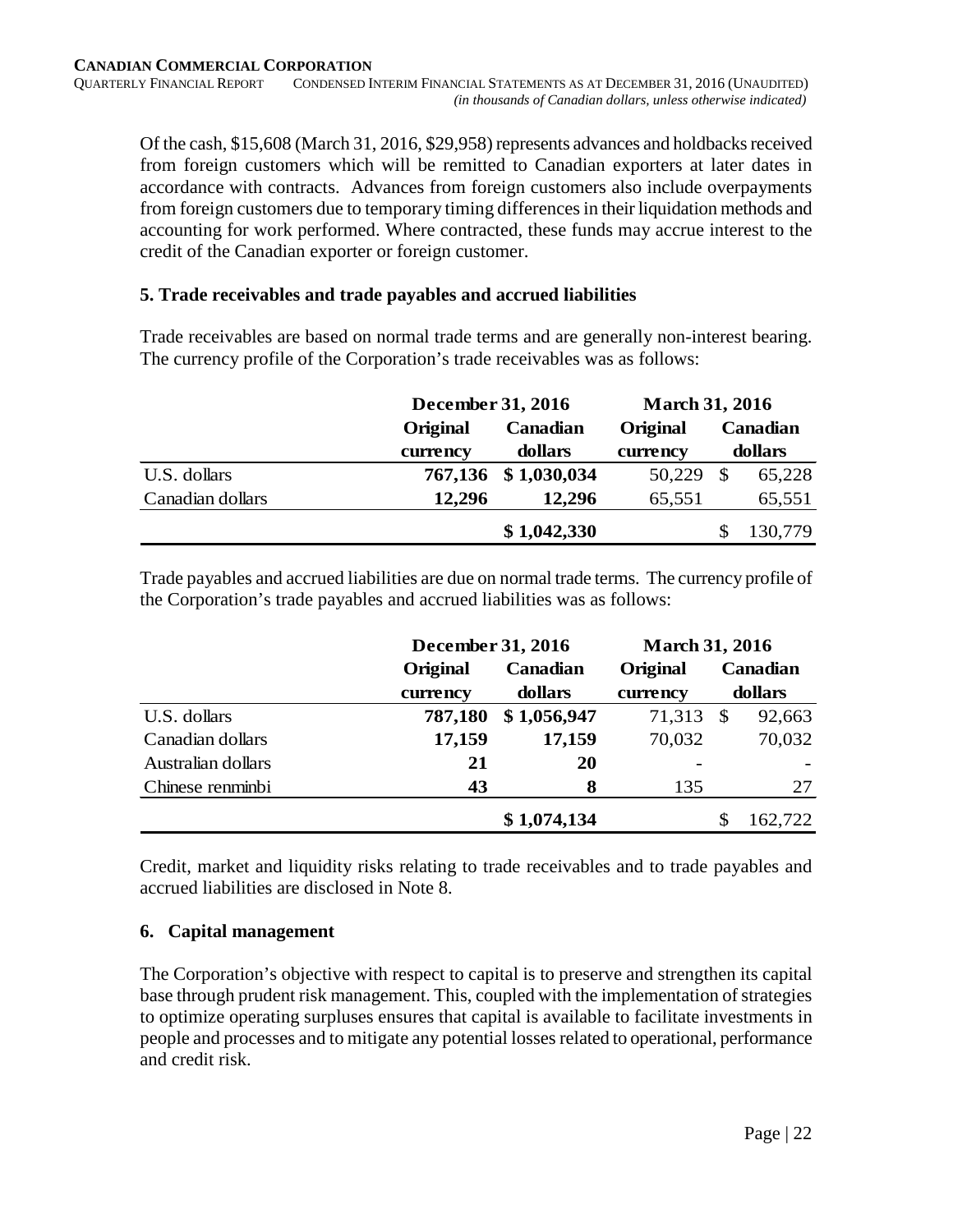Of the cash, $15,608 (March 31, 2016, $29,958) represents advances and holdbacks received from foreign customers which will be remitted to Canadian exporters at later dates in accordance with contracts. Advances from foreign customers also include overpayments from foreign customers due to temporary timing differences in their liquidation methods and accounting for work performed. Where contracted, these funds may accrue interest to the credit of the Canadian exporter or foreign customer.

### 5. Trade receivables and trade payables and accrued liabilities

Trade receivables are based on normal trade terms and are generally non-interest bearing. The currency profile of the Corporation's trade receivables was as follows:

| | December 31, 2016 | | March 31, 2016 | |
|---|---|---|---|---|
| | Original currency | Canadian dollars | Original currency | Canadian dollars |
| U.S. dollars | **767,136** | **$ 1,030,034** | 50,229 | $ 65,228 |
| Canadian dollars | **12,296** | **12,296** | 65,551 | 65,551 |
| | | **$ 1,042,330** | | $ 130,779 |

Trade payables and accrued liabilities are due on normal trade terms. The currency profile of the Corporation's trade payables and accrued liabilities was as follows:

| | December 31, 2016 | | March 31, 2016 | |
|---|---|---|---|---|
| | Original currency | Canadian dollars | Original currency | Canadian dollars |
| U.S. dollars | **787,180** | **$ 1,056,947** | 71,313 | $ 92,663 |
| Canadian dollars | **17,159** | **17,159** | 70,032 | 70,032 |
| Australian dollars | **21** | **20** | - | - |
| Chinese renminbi | **43** | **8** | 135 | 27 |
| | | **$ 1,074,134** | | $ 162,722 |

Credit, market and liquidity risks relating to trade receivables and to trade payables and accrued liabilities are disclosed in Note 8.

### 6. Capital management

The Corporation's objective with respect to capital is to preserve and strengthen its capital base through prudent risk management. This, coupled with the implementation of strategies to optimize operating surpluses ensures that capital is available to facilitate investments in people and processes and to mitigate any potential losses related to operational, performance and credit risk.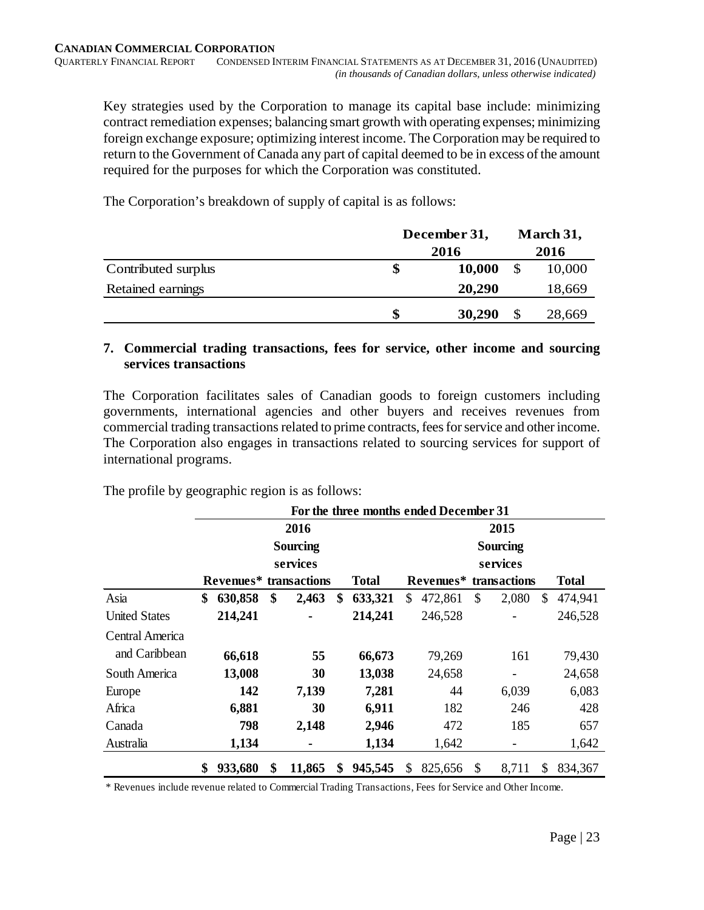Key strategies used by the Corporation to manage its capital base include: minimizing contract remediation expenses; balancing smart growth with operating expenses; minimizing foreign exchange exposure; optimizing interest income. The Corporation may be required to return to the Government of Canada any part of capital deemed to be in excess of the amount required for the purposes for which the Corporation was constituted.

The Corporation's breakdown of supply of capital is as follows:

| | December 31, 2016 | March 31, 2016 |
|---|---|---|
| Contributed surplus | **$ 10,000** | $ 10,000 |
| Retained earnings | **20,290** | 18,669 |
| | **$ 30,290** | $ 28,669 |

## 7. Commercial trading transactions, fees for service, other income and sourcing services transactions

The Corporation facilitates sales of Canadian goods to foreign customers including governments, international agencies and other buyers and receives revenues from commercial trading transactions related to prime contracts, fees for service and other income. The Corporation also engages in transactions related to sourcing services for support of international programs.

The profile by geographic region is as follows:

| | For the three months ended December 31 | | | | | |
|---|---|---|---|---|---|---|
| | 2016 | | | 2015 | | |
| | Revenues* | Sourcing services transactions | Total | Revenues* | Sourcing services transactions | Total |
| Asia | **$ 630,858** | **$ 2,463** | **$ 633,321** | $ 472,861 | $ 2,080 | $ 474,941 |
| United States | **214,241** | **-** | **214,241** | 246,528 | - | 246,528 |
| Central America and Caribbean | **66,618** | **55** | **66,673** | 79,269 | 161 | 79,430 |
| South America | **13,008** | **30** | **13,038** | 24,658 | - | 24,658 |
| Europe | **142** | **7,139** | **7,281** | 44 | 6,039 | 6,083 |
| Africa | **6,881** | **30** | **6,911** | 182 | 246 | 428 |
| Canada | **798** | **2,148** | **2,946** | 472 | 185 | 657 |
| Australia | **1,134** | **-** | **1,134** | 1,642 | - | 1,642 |
| | **$ 933,680** | **$ 11,865** | **$ 945,545** | $ 825,656 | $ 8,711 | $ 834,367 |

\* Revenues include revenue related to Commercial Trading Transactions, Fees for Service and Other Income.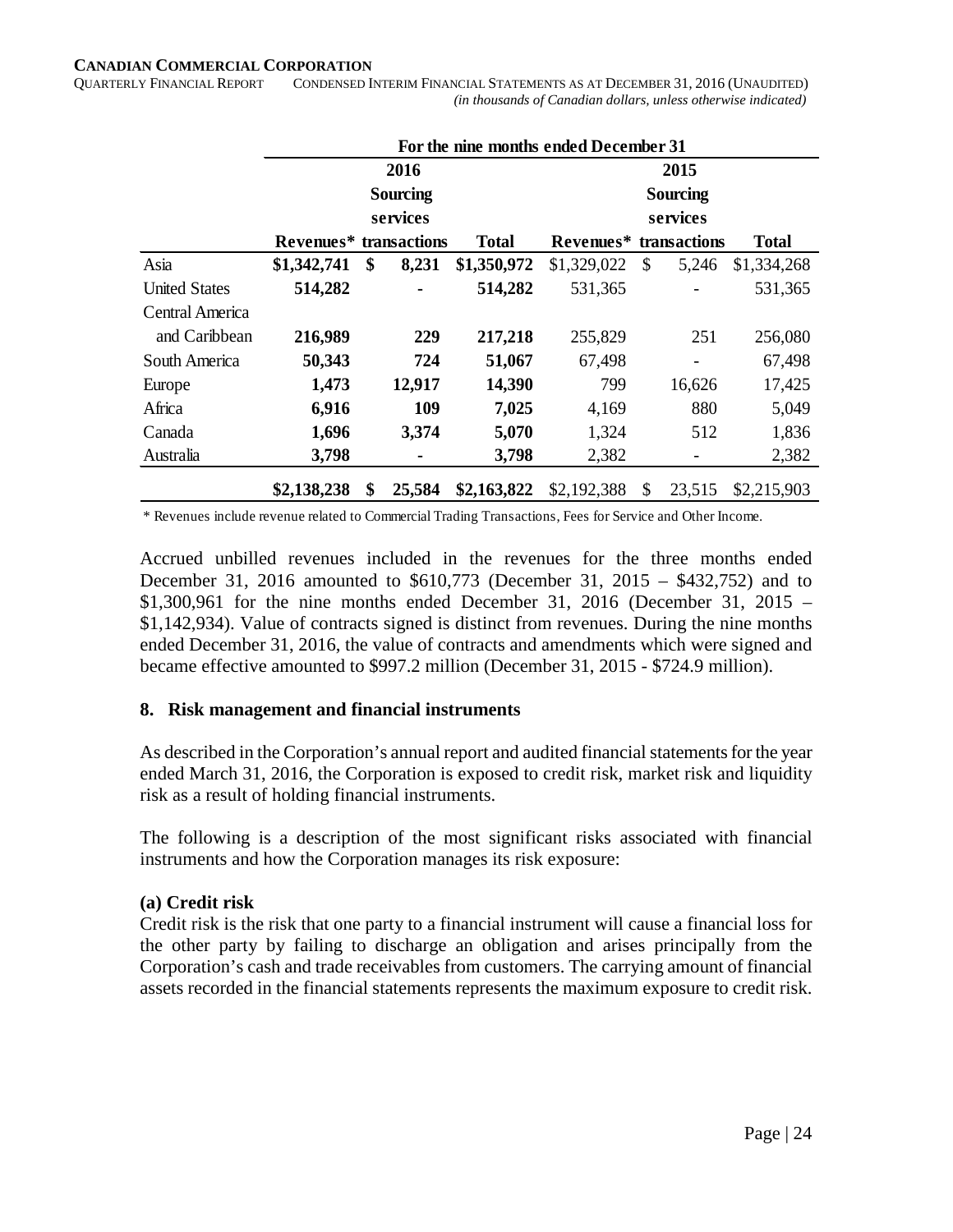| | For the nine months ended December 31 | | | | | |
|---|---|---|---|---|---|---|
| | 2016 | | | 2015 | | |
| | Revenues* | Sourcing services transactions | Total | Revenues* | Sourcing services transactions | Total |
| Asia | **$1,342,741** | **$ 8,231** | **$1,350,972** | $1,329,022 | $ 5,246 | $1,334,268 |
| United States | **514,282** | **-** | **514,282** | 531,365 | - | 531,365 |
| Central America and Caribbean | **216,989** | **229** | **217,218** | 255,829 | 251 | 256,080 |
| South America | **50,343** | **724** | **51,067** | 67,498 | - | 67,498 |
| Europe | **1,473** | **12,917** | **14,390** | 799 | 16,626 | 17,425 |
| Africa | **6,916** | **109** | **7,025** | 4,169 | 880 | 5,049 |
| Canada | **1,696** | **3,374** | **5,070** | 1,324 | 512 | 1,836 |
| Australia | **3,798** | **-** | **3,798** | 2,382 | - | 2,382 |
| | **$2,138,238** | **$ 25,584** | **$2,163,822** | $2,192,388 | $ 23,515 | $2,215,903 |

\* Revenues include revenue related to Commercial Trading Transactions, Fees for Service and Other Income.

Accrued unbilled revenues included in the revenues for the three months ended December 31, 2016 amounted to $610,773 (December 31, 2015 – $432,752) and to $1,300,961 for the nine months ended December 31, 2016 (December 31, 2015 – $1,142,934). Value of contracts signed is distinct from revenues. During the nine months ended December 31, 2016, the value of contracts and amendments which were signed and became effective amounted to $997.2 million (December 31, 2015 - $724.9 million).

## 8. Risk management and financial instruments

As described in the Corporation's annual report and audited financial statements for the year ended March 31, 2016, the Corporation is exposed to credit risk, market risk and liquidity risk as a result of holding financial instruments.

The following is a description of the most significant risks associated with financial instruments and how the Corporation manages its risk exposure:

### (a) Credit risk

Credit risk is the risk that one party to a financial instrument will cause a financial loss for the other party by failing to discharge an obligation and arises principally from the Corporation's cash and trade receivables from customers. The carrying amount of financial assets recorded in the financial statements represents the maximum exposure to credit risk.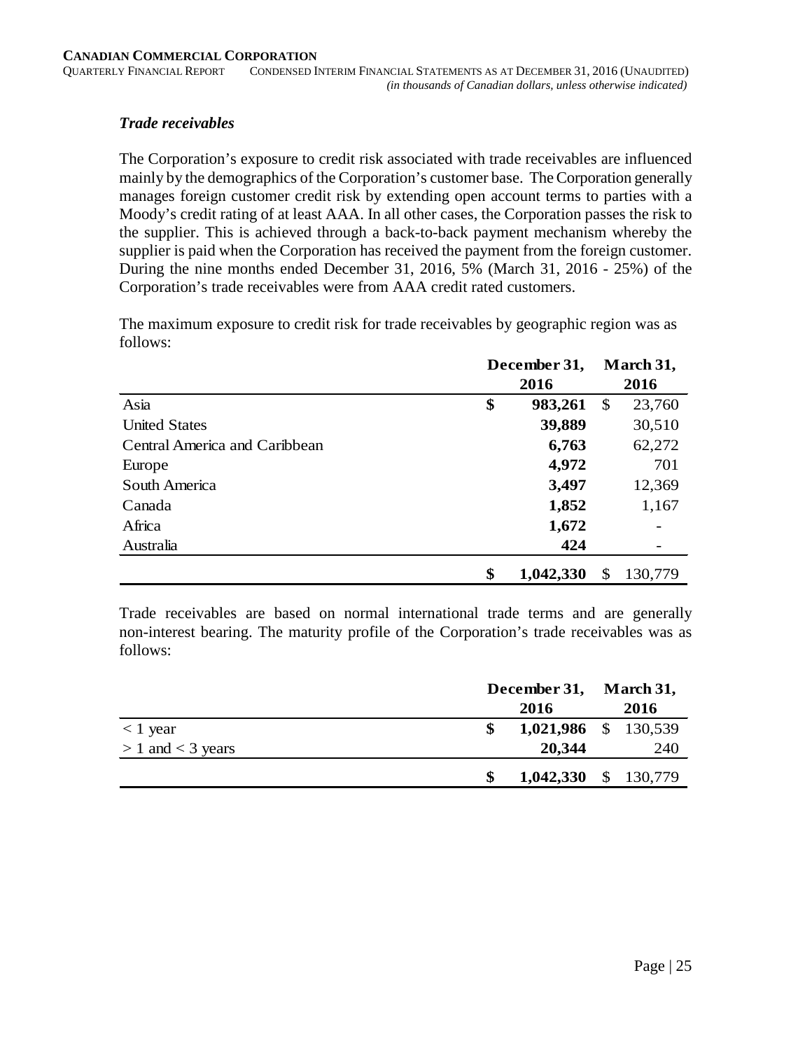### *Trade receivables*

The Corporation's exposure to credit risk associated with trade receivables are influenced mainly by the demographics of the Corporation's customer base. The Corporation generally manages foreign customer credit risk by extending open account terms to parties with a Moody's credit rating of at least AAA. In all other cases, the Corporation passes the risk to the supplier. This is achieved through a back-to-back payment mechanism whereby the supplier is paid when the Corporation has received the payment from the foreign customer. During the nine months ended December 31, 2016, 5% (March 31, 2016 - 25%) of the Corporation's trade receivables were from AAA credit rated customers.

The maximum exposure to credit risk for trade receivables by geographic region was as follows:

| | December 31, 2016 | March 31, 2016 |
|---|---|---|
| Asia | **$ 983,261** | $ 23,760 |
| United States | **39,889** | 30,510 |
| Central America and Caribbean | **6,763** | 62,272 |
| Europe | **4,972** | 701 |
| South America | **3,497** | 12,369 |
| Canada | **1,852** | 1,167 |
| Africa | **1,672** | - |
| Australia | **424** | - |
| | **$ 1,042,330** | $ 130,779 |

Trade receivables are based on normal international trade terms and are generally non-interest bearing. The maturity profile of the Corporation's trade receivables was as follows:

| | December 31, 2016 | March 31, 2016 |
|---|---|---|
| < 1 year | **$ 1,021,986** | $ 130,539 |
| > 1 and < 3 years | **20,344** | 240 |
| | **$ 1,042,330** | $ 130,779 |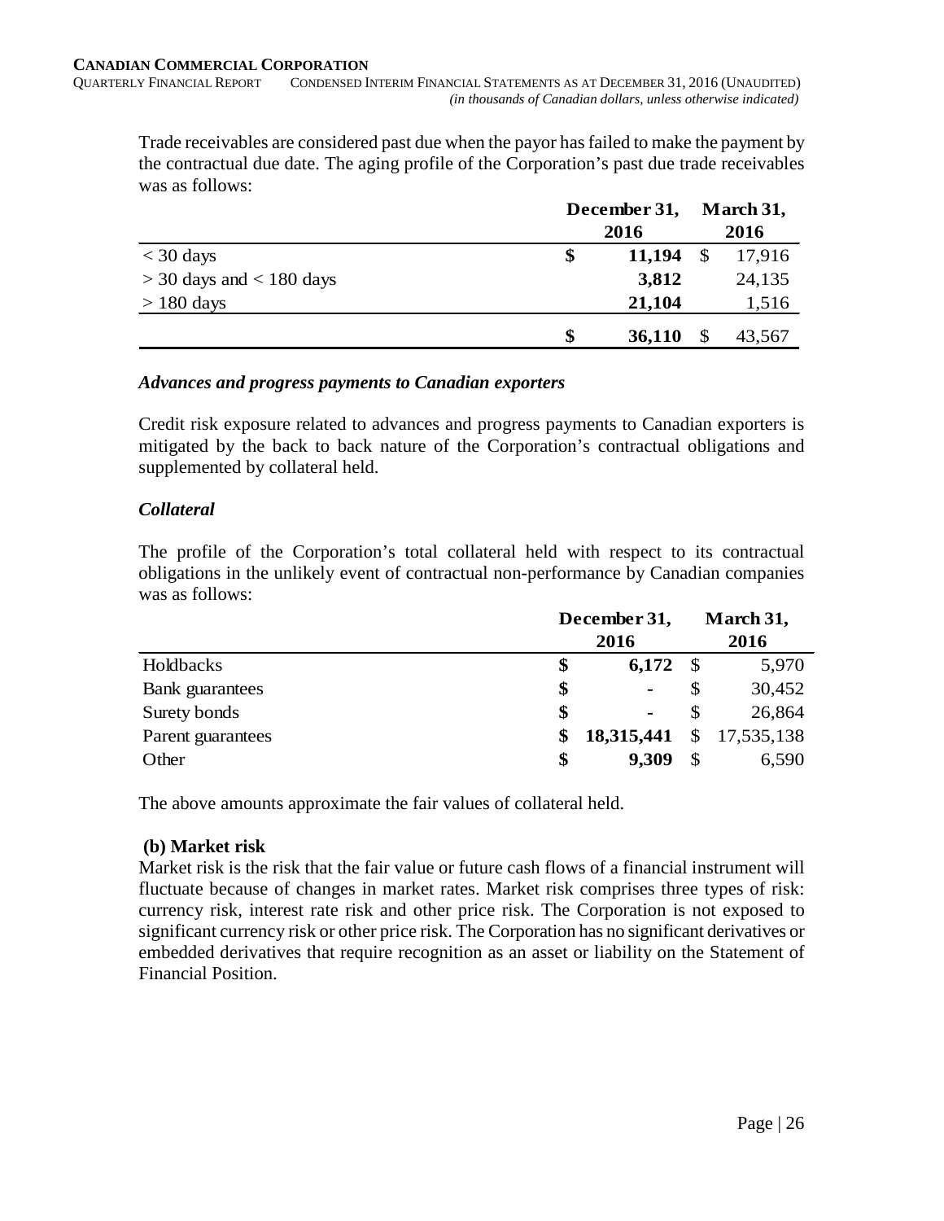Trade receivables are considered past due when the payor has failed to make the payment by the contractual due date. The aging profile of the Corporation's past due trade receivables was as follows:

| | December 31, 2016 | March 31, 2016 |
|---|---|---|
| < 30 days | **$ 11,194** | $ 17,916 |
| > 30 days and < 180 days | **3,812** | 24,135 |
| > 180 days | **21,104** | 1,516 |
| | **$ 36,110** | $ 43,567 |

### *Advances and progress payments to Canadian exporters*

Credit risk exposure related to advances and progress payments to Canadian exporters is mitigated by the back to back nature of the Corporation's contractual obligations and supplemented by collateral held.

### *Collateral*

The profile of the Corporation's total collateral held with respect to its contractual obligations in the unlikely event of contractual non-performance by Canadian companies was as follows:

| | December 31, 2016 | March 31, 2016 |
|---|---|---|
| Holdbacks | **$ 6,172** | $ 5,970 |
| Bank guarantees | **$ -** | $ 30,452 |
| Surety bonds | **$ -** | $ 26,864 |
| Parent guarantees | **$ 18,315,441** | $ 17,535,138 |
| Other | **$ 9,309** | $ 6,590 |

The above amounts approximate the fair values of collateral held.

### (b) Market risk

Market risk is the risk that the fair value or future cash flows of a financial instrument will fluctuate because of changes in market rates. Market risk comprises three types of risk: currency risk, interest rate risk and other price risk. The Corporation is not exposed to significant currency risk or other price risk. The Corporation has no significant derivatives or embedded derivatives that require recognition as an asset or liability on the Statement of Financial Position.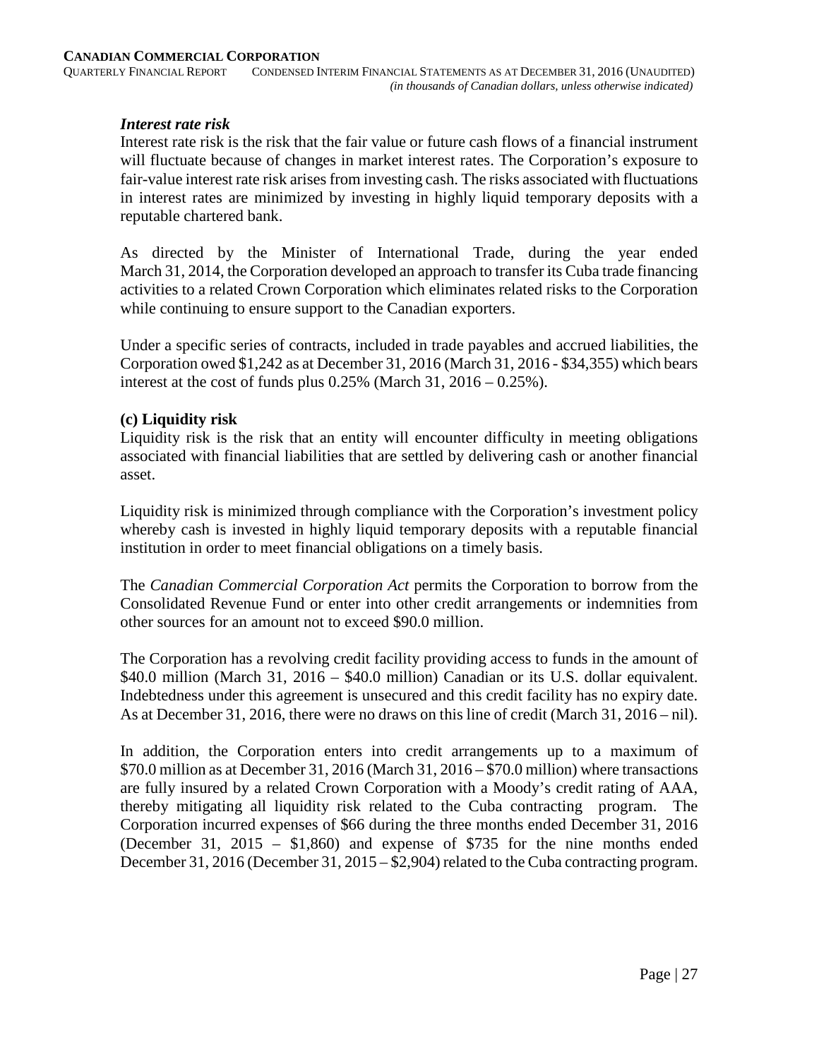### *Interest rate risk*

Interest rate risk is the risk that the fair value or future cash flows of a financial instrument will fluctuate because of changes in market interest rates. The Corporation's exposure to fair-value interest rate risk arises from investing cash. The risks associated with fluctuations in interest rates are minimized by investing in highly liquid temporary deposits with a reputable chartered bank.

As directed by the Minister of International Trade, during the year ended March 31, 2014, the Corporation developed an approach to transfer its Cuba trade financing activities to a related Crown Corporation which eliminates related risks to the Corporation while continuing to ensure support to the Canadian exporters.

Under a specific series of contracts, included in trade payables and accrued liabilities, the Corporation owed $1,242 as at December 31, 2016 (March 31, 2016 - $34,355) which bears interest at the cost of funds plus 0.25% (March 31, 2016 – 0.25%).

### (c) Liquidity risk

Liquidity risk is the risk that an entity will encounter difficulty in meeting obligations associated with financial liabilities that are settled by delivering cash or another financial asset.

Liquidity risk is minimized through compliance with the Corporation's investment policy whereby cash is invested in highly liquid temporary deposits with a reputable financial institution in order to meet financial obligations on a timely basis.

The *Canadian Commercial Corporation Act* permits the Corporation to borrow from the Consolidated Revenue Fund or enter into other credit arrangements or indemnities from other sources for an amount not to exceed $90.0 million.

The Corporation has a revolving credit facility providing access to funds in the amount of $40.0 million (March 31, 2016 – $40.0 million) Canadian or its U.S. dollar equivalent. Indebtedness under this agreement is unsecured and this credit facility has no expiry date. As at December 31, 2016, there were no draws on this line of credit (March 31, 2016 – nil).

In addition, the Corporation enters into credit arrangements up to a maximum of $70.0 million as at December 31, 2016 (March 31, 2016 – $70.0 million) where transactions are fully insured by a related Crown Corporation with a Moody's credit rating of AAA, thereby mitigating all liquidity risk related to the Cuba contracting program. The Corporation incurred expenses of $66 during the three months ended December 31, 2016 (December 31, 2015 – $1,860) and expense of $735 for the nine months ended December 31, 2016 (December 31, 2015 – $2,904) related to the Cuba contracting program.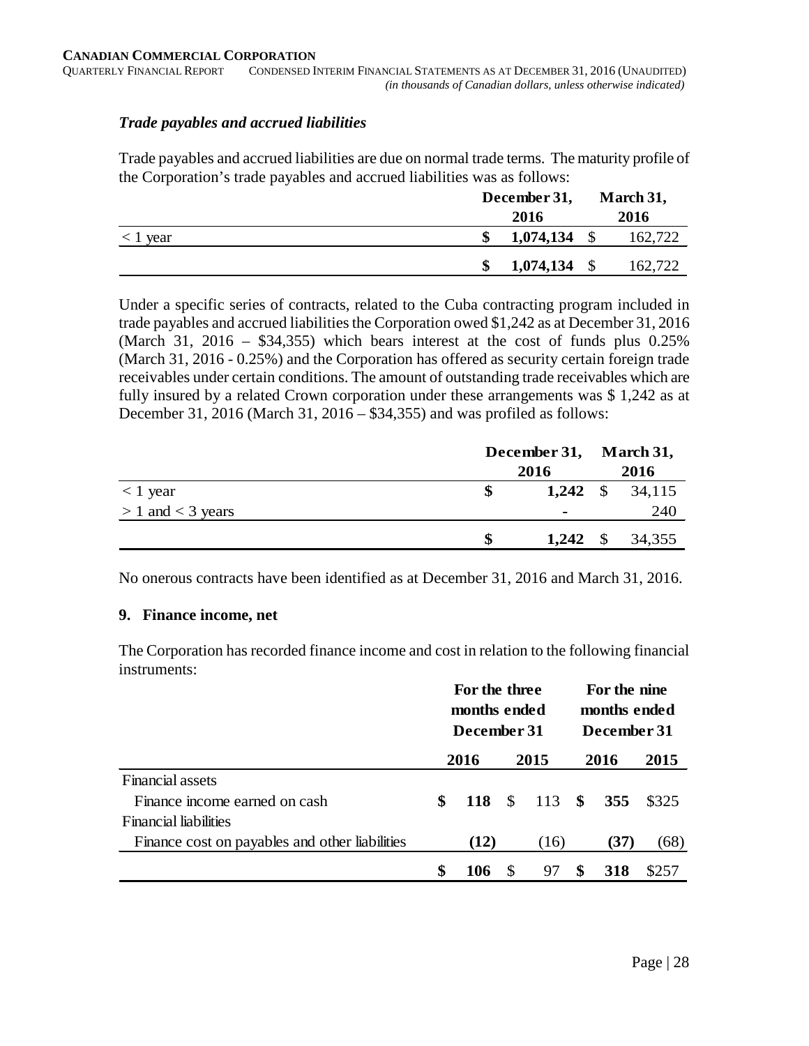### *Trade payables and accrued liabilities*

Trade payables and accrued liabilities are due on normal trade terms. The maturity profile of the Corporation's trade payables and accrued liabilities was as follows:

| | **December 31, 2016** | **March 31, 2016** |
|---|---|---|
| < 1 year | **$ 1,074,134** | $ 162,722 |
| | **$ 1,074,134** | $ 162,722 |

Under a specific series of contracts, related to the Cuba contracting program included in trade payables and accrued liabilities the Corporation owed $1,242 as at December 31, 2016 (March 31, 2016 – $34,355) which bears interest at the cost of funds plus 0.25% (March 31, 2016 - 0.25%) and the Corporation has offered as security certain foreign trade receivables under certain conditions. The amount of outstanding trade receivables which are fully insured by a related Crown corporation under these arrangements was $ 1,242 as at December 31, 2016 (March 31, 2016 – $34,355) and was profiled as follows:

| | **December 31, 2016** | **March 31, 2016** |
|---|---|---|
| < 1 year | **$ 1,242** | $ 34,115 |
| > 1 and < 3 years | **-** | 240 |
| | **$ 1,242** | $ 34,355 |

No onerous contracts have been identified as at December 31, 2016 and March 31, 2016.

## 9. Finance income, net

The Corporation has recorded finance income and cost in relation to the following financial instruments:

| | **For the three months ended December 31** | | **For the nine months ended December 31** | |
|---|---|---|---|---|
| | **2016** | **2015** | **2016** | **2015** |
| Financial assets | | | | |
| Finance income earned on cash | **$ 118** | $ 113 | **$ 355** | $325 |
| Financial liabilities | | | | |
| Finance cost on payables and other liabilities | **(12)** | (16) | **(37)** | (68) |
| | **$ 106** | $ 97 | **$ 318** | $257 |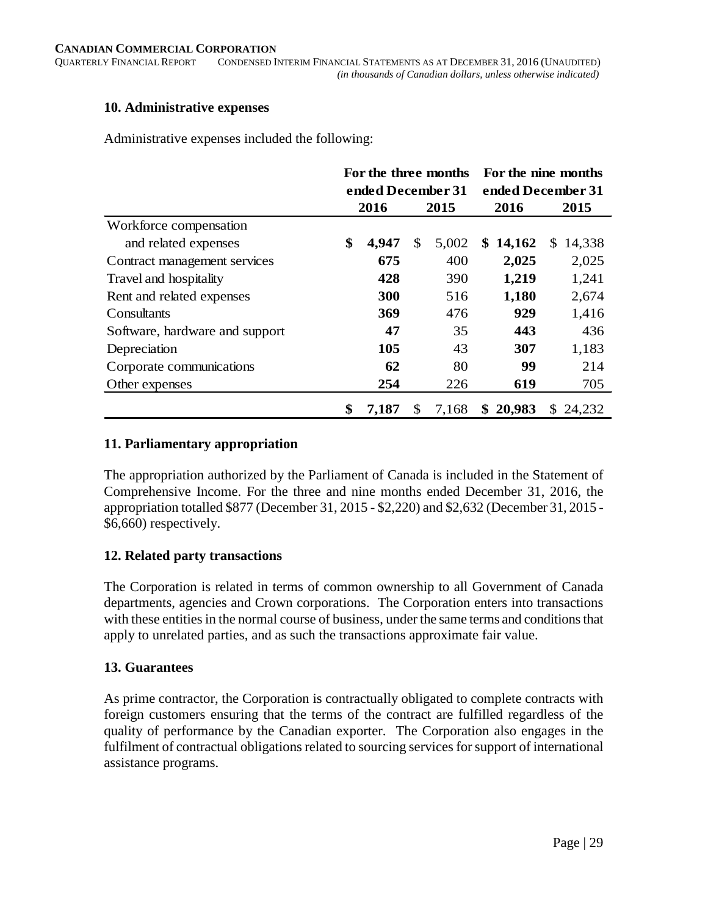## 10. Administrative expenses

Administrative expenses included the following:

| | For the three months ended December 31 | | For the nine months ended December 31 | |
|---|---|---|---|---|
| | **2016** | **2015** | **2016** | **2015** |
| Workforce compensation and related expenses | **$ 4,947** | $ 5,002 | **$ 14,162** | $ 14,338 |
| Contract management services | **675** | 400 | **2,025** | 2,025 |
| Travel and hospitality | **428** | 390 | **1,219** | 1,241 |
| Rent and related expenses | **300** | 516 | **1,180** | 2,674 |
| Consultants | **369** | 476 | **929** | 1,416 |
| Software, hardware and support | **47** | 35 | **443** | 436 |
| Depreciation | **105** | 43 | **307** | 1,183 |
| Corporate communications | **62** | 80 | **99** | 214 |
| Other expenses | **254** | 226 | **619** | 705 |
| | **$ 7,187** | $ 7,168 | **$ 20,983** | $ 24,232 |

## 11. Parliamentary appropriation

The appropriation authorized by the Parliament of Canada is included in the Statement of Comprehensive Income. For the three and nine months ended December 31, 2016, the appropriation totalled $877 (December 31, 2015 - $2,220) and $2,632 (December 31, 2015 - $6,660) respectively.

## 12. Related party transactions

The Corporation is related in terms of common ownership to all Government of Canada departments, agencies and Crown corporations. The Corporation enters into transactions with these entities in the normal course of business, under the same terms and conditions that apply to unrelated parties, and as such the transactions approximate fair value.

## 13. Guarantees

As prime contractor, the Corporation is contractually obligated to complete contracts with foreign customers ensuring that the terms of the contract are fulfilled regardless of the quality of performance by the Canadian exporter. The Corporation also engages in the fulfilment of contractual obligations related to sourcing services for support of international assistance programs.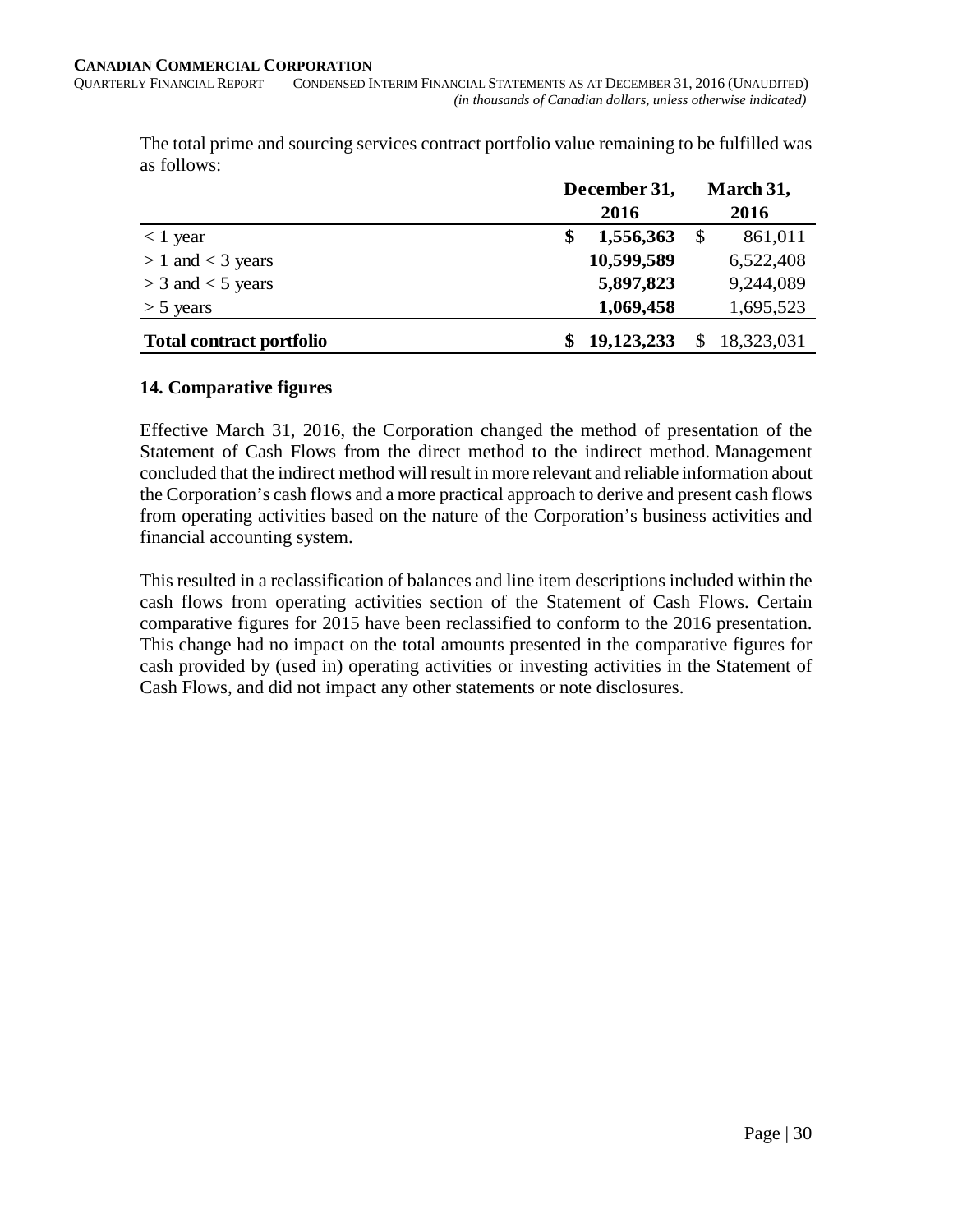The total prime and sourcing services contract portfolio value remaining to be fulfilled was as follows:

| | December 31, 2016 | March 31, 2016 |
|---|---|---|
| < 1 year | **$ 1,556,363** | $ 861,011 |
| > 1 and < 3 years | **10,599,589** | 6,522,408 |
| > 3 and < 5 years | **5,897,823** | 9,244,089 |
| > 5 years | **1,069,458** | 1,695,523 |
| **Total contract portfolio** | **$ 19,123,233** | $ 18,323,031 |

### 14. Comparative figures

Effective March 31, 2016, the Corporation changed the method of presentation of the Statement of Cash Flows from the direct method to the indirect method. Management concluded that the indirect method will result in more relevant and reliable information about the Corporation's cash flows and a more practical approach to derive and present cash flows from operating activities based on the nature of the Corporation's business activities and financial accounting system.

This resulted in a reclassification of balances and line item descriptions included within the cash flows from operating activities section of the Statement of Cash Flows. Certain comparative figures for 2015 have been reclassified to conform to the 2016 presentation. This change had no impact on the total amounts presented in the comparative figures for cash provided by (used in) operating activities or investing activities in the Statement of Cash Flows, and did not impact any other statements or note disclosures.